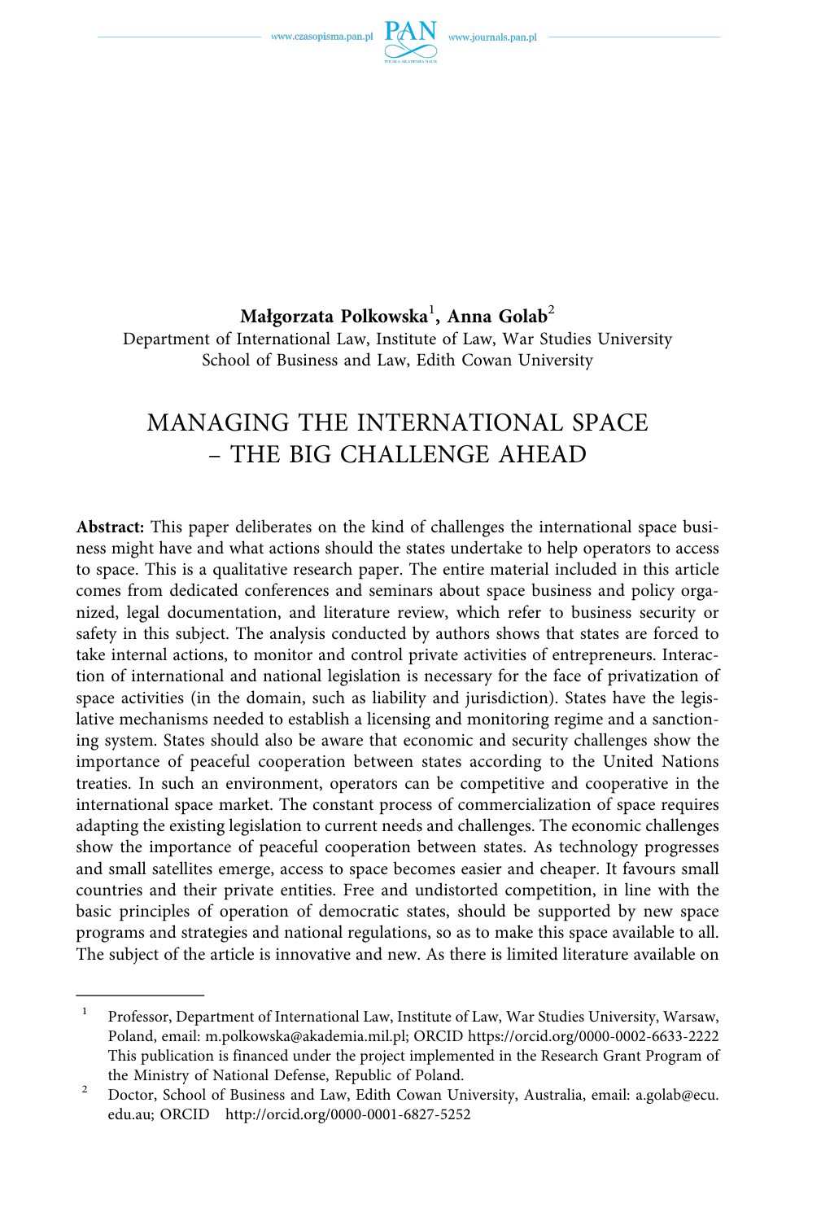**Małgorzata Polkowska**[1]**, Anna Golab**[2]

Department of International Law, Institute of Law, War Studies University
School of Business and Law, Edith Cowan University

# MANAGING THE INTERNATIONAL SPACE – THE BIG CHALLENGE AHEAD

**Abstract:** This paper deliberates on the kind of challenges the international space business might have and what actions should the states undertake to help operators to access to space. This is a qualitative research paper. The entire material included in this article comes from dedicated conferences and seminars about space business and policy organized, legal documentation, and literature review, which refer to business security or safety in this subject. The analysis conducted by authors shows that states are forced to take internal actions, to monitor and control private activities of entrepreneurs. Interaction of international and national legislation is necessary for the face of privatization of space activities (in the domain, such as liability and jurisdiction). States have the legislative mechanisms needed to establish a licensing and monitoring regime and a sanctioning system. States should also be aware that economic and security challenges show the importance of peaceful cooperation between states according to the United Nations treaties. In such an environment, operators can be competitive and cooperative in the international space market. The constant process of commercialization of space requires adapting the existing legislation to current needs and challenges. The economic challenges show the importance of peaceful cooperation between states. As technology progresses and small satellites emerge, access to space becomes easier and cheaper. It favours small countries and their private entities. Free and undistorted competition, in line with the basic principles of operation of democratic states, should be supported by new space programs and strategies and national regulations, so as to make this space available to all. The subject of the article is innovative and new. As there is limited literature available on

---

[1] Professor, Department of International Law, Institute of Law, War Studies University, Warsaw, Poland, email: m.polkowska@akademia.mil.pl; ORCID https://orcid.org/0000-0002-6633-2222 This publication is financed under the project implemented in the Research Grant Program of the Ministry of National Defense, Republic of Poland.

[2] Doctor, School of Business and Law, Edith Cowan University, Australia, email: a.golab@ecu.edu.au; ORCID http://orcid.org/0000-0001-6827-5252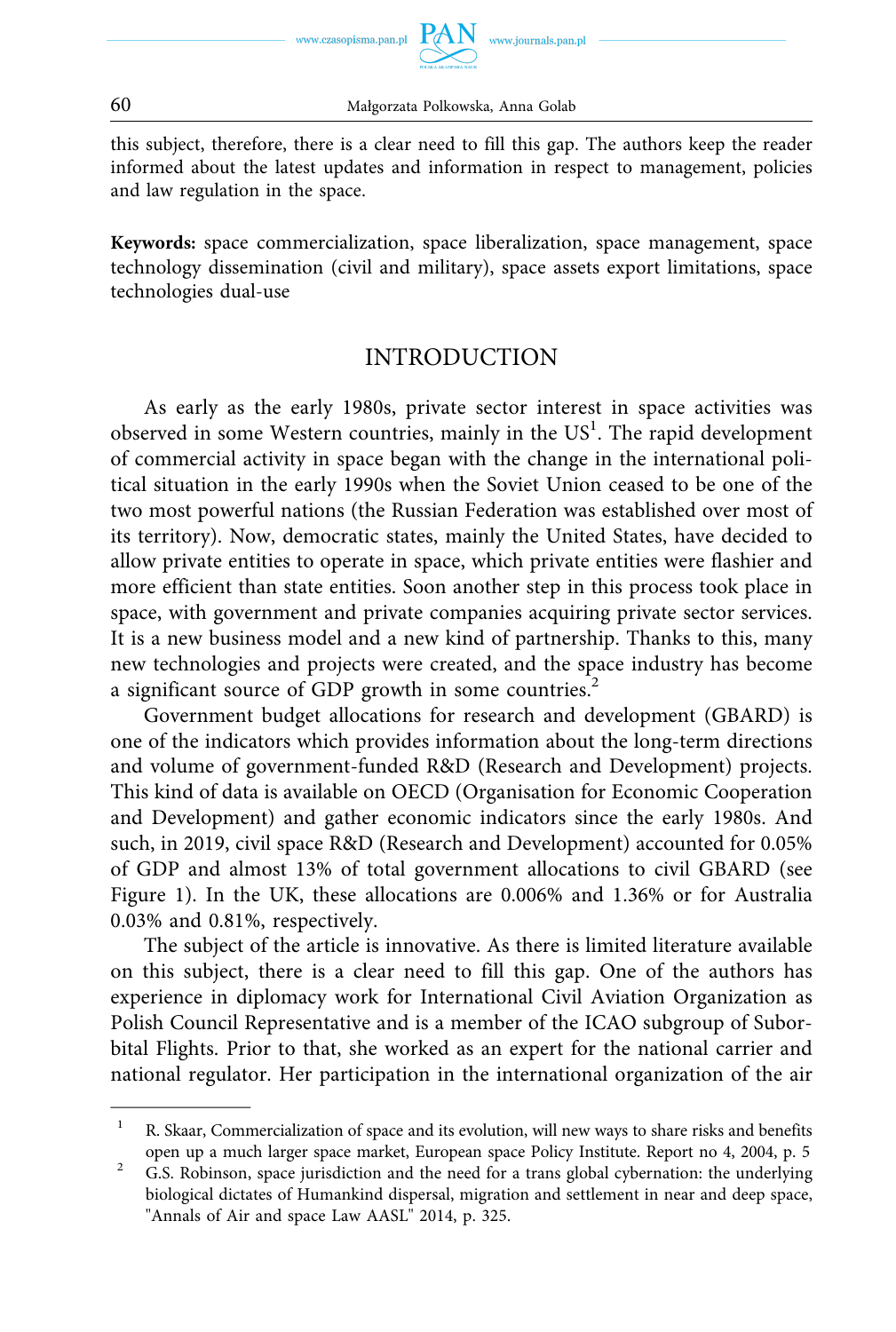this subject, therefore, there is a clear need to fill this gap. The authors keep the reader informed about the latest updates and information in respect to management, policies and law regulation in the space.

**Keywords:** space commercialization, space liberalization, space management, space technology dissemination (civil and military), space assets export limitations, space technologies dual-use

## INTRODUCTION

As early as the early 1980s, private sector interest in space activities was observed in some Western countries, mainly in the US[1]. The rapid development of commercial activity in space began with the change in the international political situation in the early 1990s when the Soviet Union ceased to be one of the two most powerful nations (the Russian Federation was established over most of its territory). Now, democratic states, mainly the United States, have decided to allow private entities to operate in space, which private entities were flashier and more efficient than state entities. Soon another step in this process took place in space, with government and private companies acquiring private sector services. It is a new business model and a new kind of partnership. Thanks to this, many new technologies and projects were created, and the space industry has become a significant source of GDP growth in some countries.[2]

Government budget allocations for research and development (GBARD) is one of the indicators which provides information about the long-term directions and volume of government-funded R&D (Research and Development) projects. This kind of data is available on OECD (Organisation for Economic Cooperation and Development) and gather economic indicators since the early 1980s. And such, in 2019, civil space R&D (Research and Development) accounted for 0.05% of GDP and almost 13% of total government allocations to civil GBARD (see Figure 1). In the UK, these allocations are 0.006% and 1.36% or for Australia 0.03% and 0.81%, respectively.

The subject of the article is innovative. As there is limited literature available on this subject, there is a clear need to fill this gap. One of the authors has experience in diplomacy work for International Civil Aviation Organization as Polish Council Representative and is a member of the ICAO subgroup of Suborbital Flights. Prior to that, she worked as an expert for the national carrier and national regulator. Her participation in the international organization of the air

---

[1] R. Skaar, Commercialization of space and its evolution, will new ways to share risks and benefits open up a much larger space market, European space Policy Institute. Report no 4, 2004, p. 5

[2] G.S. Robinson, space jurisdiction and the need for a trans global cybernation: the underlying biological dictates of Humankind dispersal, migration and settlement in near and deep space, "Annals of Air and space Law AASL" 2014, p. 325.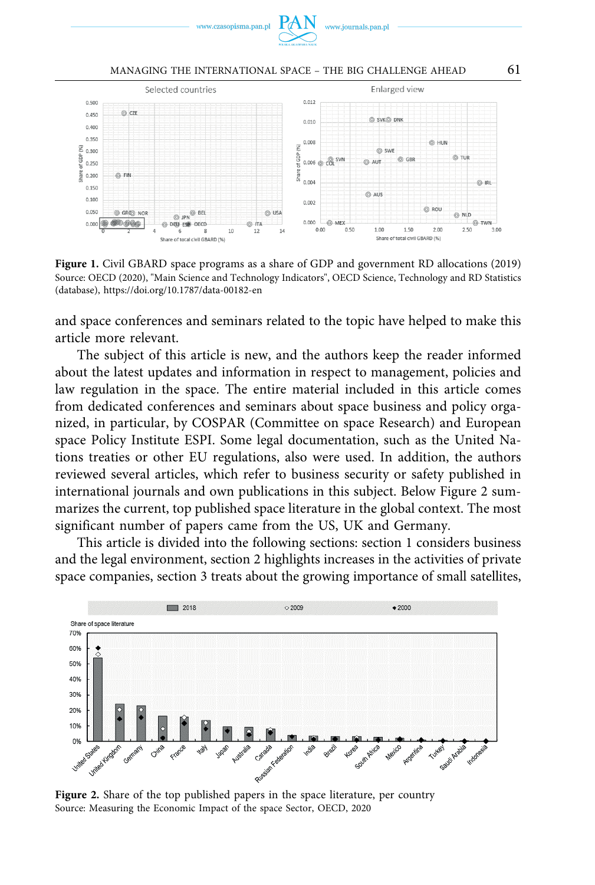**Figure 1.** Civil GBARD space programs as a share of GDP and government RD allocations (2019)
Source: OECD (2020), "Main Science and Technology Indicators", OECD Science, Technology and RD Statistics (database), https://doi.org/10.1787/data-00182-en

and space conferences and seminars related to the topic have helped to make this article more relevant.

The subject of this article is new, and the authors keep the reader informed about the latest updates and information in respect to management, policies and law regulation in the space. The entire material included in this article comes from dedicated conferences and seminars about space business and policy organized, in particular, by COSPAR (Committee on space Research) and European space Policy Institute ESPI. Some legal documentation, such as the United Nations treaties or other EU regulations, also were used. In addition, the authors reviewed several articles, which refer to business security or safety published in international journals and own publications in this subject. Below Figure 2 summarizes the current, top published space literature in the global context. The most significant number of papers came from the US, UK and Germany.

This article is divided into the following sections: section 1 considers business and the legal environment, section 2 highlights increases in the activities of private space companies, section 3 treats about the growing importance of small satellites,

**Figure 2.** Share of the top published papers in the space literature, per country
Source: Measuring the Economic Impact of the space Sector, OECD, 2020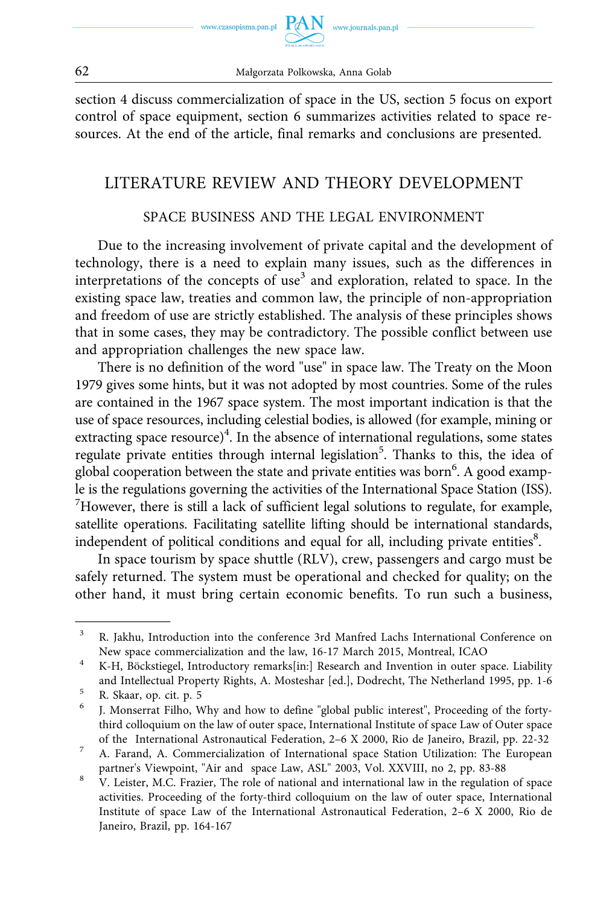section 4 discuss commercialization of space in the US, section 5 focus on export control of space equipment, section 6 summarizes activities related to space resources. At the end of the article, final remarks and conclusions are presented.

## LITERATURE REVIEW AND THEORY DEVELOPMENT

### SPACE BUSINESS AND THE LEGAL ENVIRONMENT

Due to the increasing involvement of private capital and the development of technology, there is a need to explain many issues, such as the differences in interpretations of the concepts of use[3] and exploration, related to space. In the existing space law, treaties and common law, the principle of non-appropriation and freedom of use are strictly established. The analysis of these principles shows that in some cases, they may be contradictory. The possible conflict between use and appropriation challenges the new space law.

There is no definition of the word "use" in space law. The Treaty on the Moon 1979 gives some hints, but it was not adopted by most countries. Some of the rules are contained in the 1967 space system. The most important indication is that the use of space resources, including celestial bodies, is allowed (for example, mining or extracting space resource)[4]. In the absence of international regulations, some states regulate private entities through internal legislation[5]. Thanks to this, the idea of global cooperation between the state and private entities was born[6]. A good example is the regulations governing the activities of the International Space Station (ISS). [7]However, there is still a lack of sufficient legal solutions to regulate, for example, satellite operations. Facilitating satellite lifting should be international standards, independent of political conditions and equal for all, including private entities[8].

In space tourism by space shuttle (RLV), crew, passengers and cargo must be safely returned. The system must be operational and checked for quality; on the other hand, it must bring certain economic benefits. To run such a business,

---

[3] R. Jakhu, Introduction into the conference 3rd Manfred Lachs International Conference on New space commercialization and the law, 16-17 March 2015, Montreal, ICAO

[4] K-H, Böckstiegel, Introductory remarks[in:] Research and Invention in outer space. Liability and Intellectual Property Rights, A. Mosteshar [ed.], Dodrecht, The Netherland 1995, pp. 1-6

[5] R. Skaar, op. cit. p. 5

[6] J. Monserrat Filho, Why and how to define "global public interest", Proceeding of the forty-third colloquium on the law of outer space, International Institute of space Law of Outer space of the International Astronautical Federation, 2–6 X 2000, Rio de Janeiro, Brazil, pp. 22-32

[7] A. Farand, A. Commercialization of International space Station Utilization: The European partner's Viewpoint, "Air and space Law, ASL" 2003, Vol. XXVIII, no 2, pp. 83-88

[8] V. Leister, M.C. Frazier, The role of national and international law in the regulation of space activities. Proceeding of the forty-third colloquium on the law of outer space, International Institute of space Law of the International Astronautical Federation, 2–6 X 2000, Rio de Janeiro, Brazil, pp. 164-167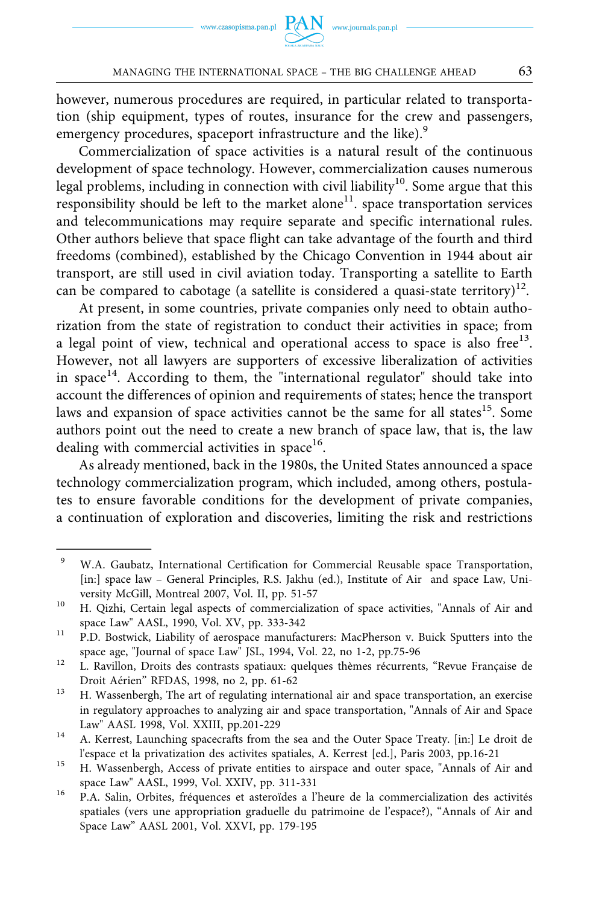however, numerous procedures are required, in particular related to transportation (ship equipment, types of routes, insurance for the crew and passengers, emergency procedures, spaceport infrastructure and the like).[9]

Commercialization of space activities is a natural result of the continuous development of space technology. However, commercialization causes numerous legal problems, including in connection with civil liability[10]. Some argue that this responsibility should be left to the market alone[11]. space transportation services and telecommunications may require separate and specific international rules. Other authors believe that space flight can take advantage of the fourth and third freedoms (combined), established by the Chicago Convention in 1944 about air transport, are still used in civil aviation today. Transporting a satellite to Earth can be compared to cabotage (a satellite is considered a quasi-state territory)[12].

At present, in some countries, private companies only need to obtain authorization from the state of registration to conduct their activities in space; from a legal point of view, technical and operational access to space is also free[13]. However, not all lawyers are supporters of excessive liberalization of activities in space[14]. According to them, the "international regulator" should take into account the differences of opinion and requirements of states; hence the transport laws and expansion of space activities cannot be the same for all states[15]. Some authors point out the need to create a new branch of space law, that is, the law dealing with commercial activities in space[16].

As already mentioned, back in the 1980s, the United States announced a space technology commercialization program, which included, among others, postulates to ensure favorable conditions for the development of private companies, a continuation of exploration and discoveries, limiting the risk and restrictions

---

[9] W.A. Gaubatz, International Certification for Commercial Reusable space Transportation, [in:] space law – General Principles, R.S. Jakhu (ed.), Institute of Air and space Law, University McGill, Montreal 2007, Vol. II, pp. 51-57

[10] H. Qizhi, Certain legal aspects of commercialization of space activities, "Annals of Air and space Law" AASL, 1990, Vol. XV, pp. 333-342

[11] P.D. Bostwick, Liability of aerospace manufacturers: MacPherson v. Buick Sputters into the space age, "Journal of space Law" JSL, 1994, Vol. 22, no 1-2, pp.75-96

[12] L. Ravillon, Droits des contrasts spatiaux: quelques thèmes récurrents, "Revue Française de Droit Aérien" RFDAS, 1998, no 2, pp. 61-62

[13] H. Wassenbergh, The art of regulating international air and space transportation, an exercise in regulatory approaches to analyzing air and space transportation, "Annals of Air and Space Law" AASL 1998, Vol. XXIII, pp.201-229

[14] A. Kerrest, Launching spacecrafts from the sea and the Outer Space Treaty. [in:] Le droit de l'espace et la privatization des activites spatiales, A. Kerrest [ed.], Paris 2003, pp.16-21

[15] H. Wassenbergh, Access of private entities to airspace and outer space, "Annals of Air and space Law" AASL, 1999, Vol. XXIV, pp. 311-331

[16] P.A. Salin, Orbites, fréquences et asteroïdes a l'heure de la commercialization des activités spatiales (vers une appropriation graduelle du patrimoine de l'espace?), "Annals of Air and Space Law" AASL 2001, Vol. XXVI, pp. 179-195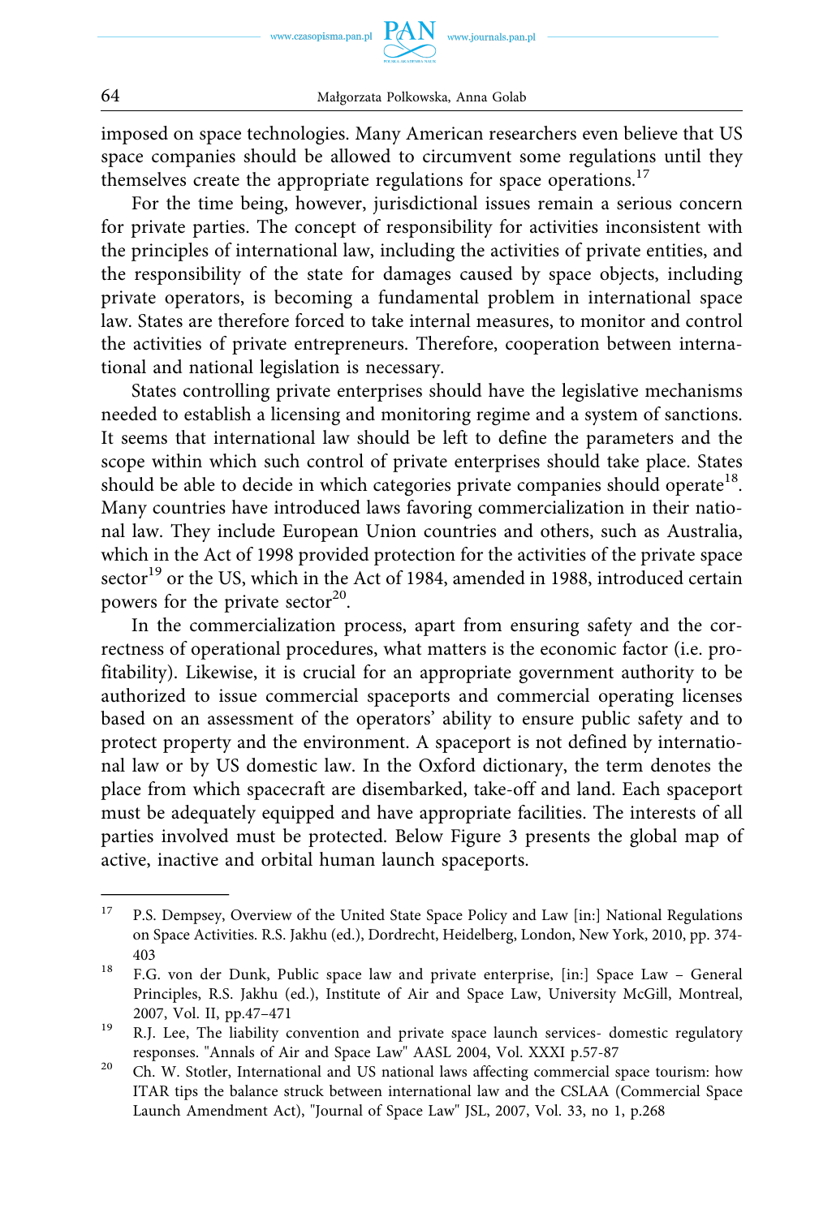imposed on space technologies. Many American researchers even believe that US space companies should be allowed to circumvent some regulations until they themselves create the appropriate regulations for space operations.[17]

For the time being, however, jurisdictional issues remain a serious concern for private parties. The concept of responsibility for activities inconsistent with the principles of international law, including the activities of private entities, and the responsibility of the state for damages caused by space objects, including private operators, is becoming a fundamental problem in international space law. States are therefore forced to take internal measures, to monitor and control the activities of private entrepreneurs. Therefore, cooperation between international and national legislation is necessary.

States controlling private enterprises should have the legislative mechanisms needed to establish a licensing and monitoring regime and a system of sanctions. It seems that international law should be left to define the parameters and the scope within which such control of private enterprises should take place. States should be able to decide in which categories private companies should operate[18]. Many countries have introduced laws favoring commercialization in their national law. They include European Union countries and others, such as Australia, which in the Act of 1998 provided protection for the activities of the private space sector[19] or the US, which in the Act of 1984, amended in 1988, introduced certain powers for the private sector[20].

In the commercialization process, apart from ensuring safety and the correctness of operational procedures, what matters is the economic factor (i.e. profitability). Likewise, it is crucial for an appropriate government authority to be authorized to issue commercial spaceports and commercial operating licenses based on an assessment of the operators' ability to ensure public safety and to protect property and the environment. A spaceport is not defined by international law or by US domestic law. In the Oxford dictionary, the term denotes the place from which spacecraft are disembarked, take-off and land. Each spaceport must be adequately equipped and have appropriate facilities. The interests of all parties involved must be protected. Below Figure 3 presents the global map of active, inactive and orbital human launch spaceports.

---

[17] P.S. Dempsey, Overview of the United State Space Policy and Law [in:] National Regulations on Space Activities. R.S. Jakhu (ed.), Dordrecht, Heidelberg, London, New York, 2010, pp. 374-403

[18] F.G. von der Dunk, Public space law and private enterprise, [in:] Space Law – General Principles, R.S. Jakhu (ed.), Institute of Air and Space Law, University McGill, Montreal, 2007, Vol. II, pp.47–471

[19] R.J. Lee, The liability convention and private space launch services- domestic regulatory responses. "Annals of Air and Space Law" AASL 2004, Vol. XXXI p.57-87

[20] Ch. W. Stotler, International and US national laws affecting commercial space tourism: how ITAR tips the balance struck between international law and the CSLAA (Commercial Space Launch Amendment Act), "Journal of Space Law" JSL, 2007, Vol. 33, no 1, p.268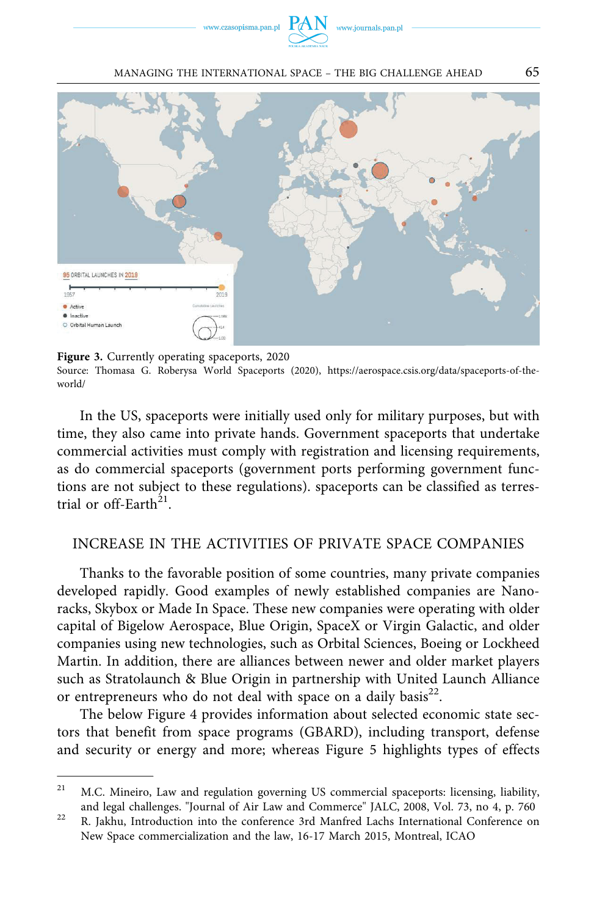**Figure 3.** Currently operating spaceports, 2020
Source: Thomasa G. Roberysa World Spaceports (2020), https://aerospace.csis.org/data/spaceports-of-the-world/

In the US, spaceports were initially used only for military purposes, but with time, they also came into private hands. Government spaceports that undertake commercial activities must comply with registration and licensing requirements, as do commercial spaceports (government ports performing government functions are not subject to these regulations). spaceports can be classified as terrestrial or off-Earth[21].

## INCREASE IN THE ACTIVITIES OF PRIVATE SPACE COMPANIES

Thanks to the favorable position of some countries, many private companies developed rapidly. Good examples of newly established companies are Nanoracks, Skybox or Made In Space. These new companies were operating with older capital of Bigelow Aerospace, Blue Origin, SpaceX or Virgin Galactic, and older companies using new technologies, such as Orbital Sciences, Boeing or Lockheed Martin. In addition, there are alliances between newer and older market players such as Stratolaunch & Blue Origin in partnership with United Launch Alliance or entrepreneurs who do not deal with space on a daily basis[22].

The below Figure 4 provides information about selected economic state sectors that benefit from space programs (GBARD), including transport, defense and security or energy and more; whereas Figure 5 highlights types of effects

---

[21] M.C. Mineiro, Law and regulation governing US commercial spaceports: licensing, liability, and legal challenges. "Journal of Air Law and Commerce" JALC, 2008, Vol. 73, no 4, p. 760

[22] R. Jakhu, Introduction into the conference 3rd Manfred Lachs International Conference on New Space commercialization and the law, 16-17 March 2015, Montreal, ICAO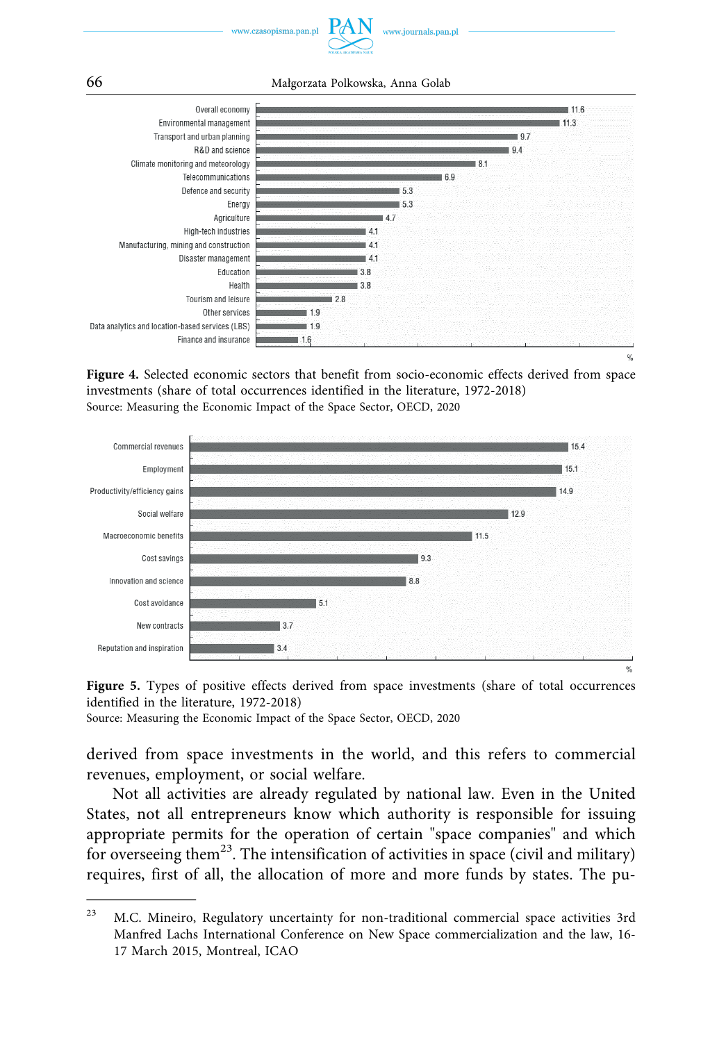| Sector | % |
|---|---|
| Overall economy | 11.6 |
| Environmental management | 11.3 |
| Transport and urban planning | 9.7 |
| R&D and science | 9.4 |
| Climate monitoring and meteorology | 8.1 |
| Telecommunications | 6.9 |
| Defence and security | 5.3 |
| Energy | 5.3 |
| Agriculture | 4.7 |
| High-tech industries | 4.1 |
| Manufacturing, mining and construction | 4.1 |
| Disaster management | 4.1 |
| Education | 3.8 |
| Health | 3.8 |
| Tourism and leisure | 2.8 |
| Other services | 1.9 |
| Data analytics and location-based services (LBS) | 1.9 |
| Finance and insurance | 1.6 |

**Figure 4.** Selected economic sectors that benefit from socio-economic effects derived from space investments (share of total occurrences identified in the literature, 1972-2018)
Source: Measuring the Economic Impact of the Space Sector, OECD, 2020

| Type of effect | % |
|---|---|
| Commercial revenues | 15.4 |
| Employment | 15.1 |
| Productivity/efficiency gains | 14.9 |
| Social welfare | 12.9 |
| Macroeconomic benefits | 11.5 |
| Cost savings | 9.3 |
| Innovation and science | 8.8 |
| Cost avoidance | 5.1 |
| New contracts | 3.7 |
| Reputation and inspiration | 3.4 |

**Figure 5.** Types of positive effects derived from space investments (share of total occurrences identified in the literature, 1972-2018)
Source: Measuring the Economic Impact of the Space Sector, OECD, 2020

derived from space investments in the world, and this refers to commercial revenues, employment, or social welfare.

Not all activities are already regulated by national law. Even in the United States, not all entrepreneurs know which authority is responsible for issuing appropriate permits for the operation of certain "space companies" and which for overseeing them[23]. The intensification of activities in space (civil and military) requires, first of all, the allocation of more and more funds by states. The pu-

---

[23] M.C. Mineiro, Regulatory uncertainty for non-traditional commercial space activities 3rd Manfred Lachs International Conference on New Space commercialization and the law, 16-17 March 2015, Montreal, ICAO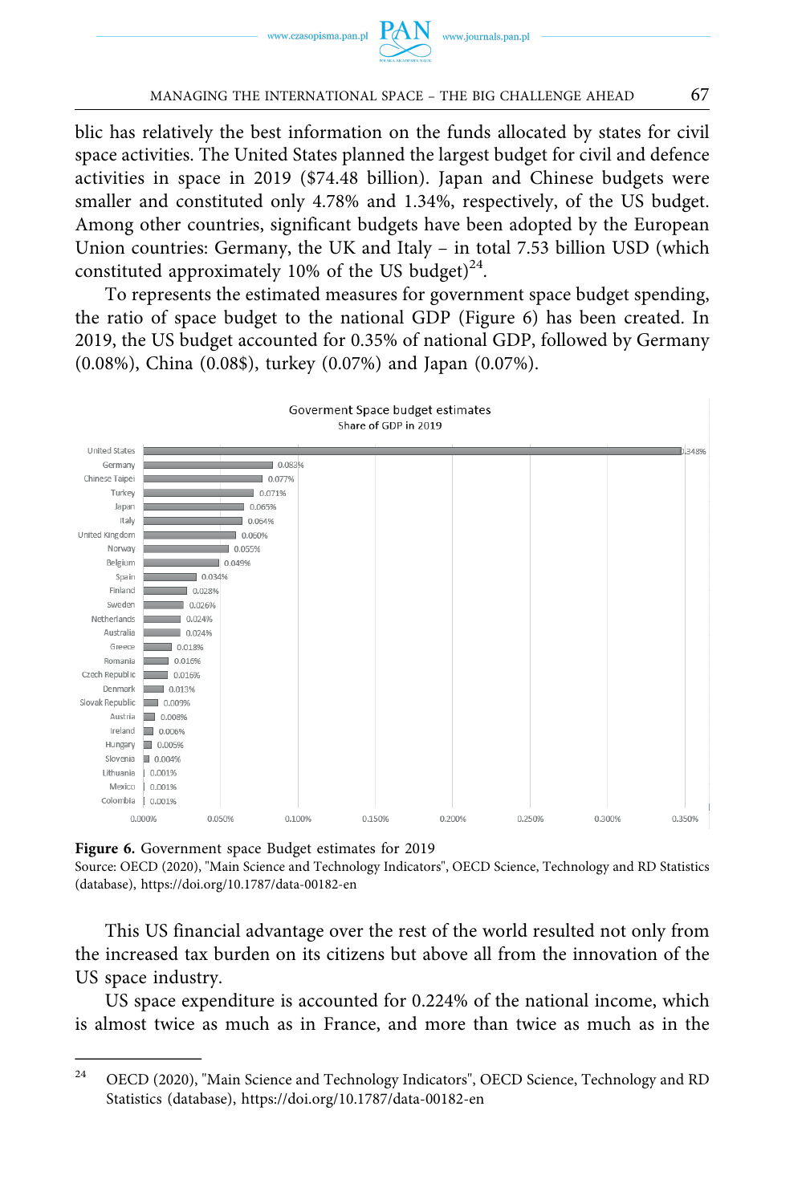blic has relatively the best information on the funds allocated by states for civil space activities. The United States planned the largest budget for civil and defence activities in space in 2019 ($74.48 billion). Japan and Chinese budgets were smaller and constituted only 4.78% and 1.34%, respectively, of the US budget. Among other countries, significant budgets have been adopted by the European Union countries: Germany, the UK and Italy – in total 7.53 billion USD (which constituted approximately 10% of the US budget)[24].

To represents the estimated measures for government space budget spending, the ratio of space budget to the national GDP (Figure 6) has been created. In 2019, the US budget accounted for 0.35% of national GDP, followed by Germany (0.08%), China (0.08$), turkey (0.07%) and Japan (0.07%).

Goverment Space budget estimates
Share of GDP in 2019

| Country | Share of GDP |
|---|---|
| United States | 0.348% |
| Germany | 0.083% |
| Chinese Taipei | 0.077% |
| Turkey | 0.071% |
| Japan | 0.065% |
| Italy | 0.064% |
| United Kingdom | 0.060% |
| Norway | 0.055% |
| Belgium | 0.049% |
| Spain | 0.034% |
| Finland | 0.028% |
| Sweden | 0.026% |
| Netherlands | 0.024% |
| Australia | 0.024% |
| Greece | 0.018% |
| Romania | 0.016% |
| Czech Republic | 0.016% |
| Denmark | 0.013% |
| Slovak Republic | 0.009% |
| Austria | 0.008% |
| Ireland | 0.006% |
| Hungary | 0.005% |
| Slovenia | 0.004% |
| Lithuania | 0.001% |
| Mexico | 0.001% |
| Colombia | 0.001% |

**Figure 6.** Government space Budget estimates for 2019
Source: OECD (2020), "Main Science and Technology Indicators", OECD Science, Technology and RD Statistics (database), https://doi.org/10.1787/data-00182-en

This US financial advantage over the rest of the world resulted not only from the increased tax burden on its citizens but above all from the innovation of the US space industry.

US space expenditure is accounted for 0.224% of the national income, which is almost twice as much as in France, and more than twice as much as in the

[24] OECD (2020), "Main Science and Technology Indicators", OECD Science, Technology and RD Statistics (database), https://doi.org/10.1787/data-00182-en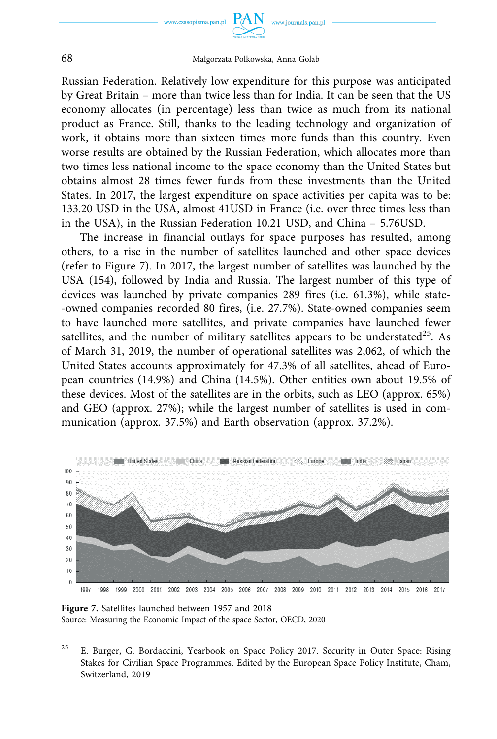Russian Federation. Relatively low expenditure for this purpose was anticipated by Great Britain – more than twice less than for India. It can be seen that the US economy allocates (in percentage) less than twice as much from its national product as France. Still, thanks to the leading technology and organization of work, it obtains more than sixteen times more funds than this country. Even worse results are obtained by the Russian Federation, which allocates more than two times less national income to the space economy than the United States but obtains almost 28 times fewer funds from these investments than the United States. In 2017, the largest expenditure on space activities per capita was to be: 133.20 USD in the USA, almost 41USD in France (i.e. over three times less than in the USA), in the Russian Federation 10.21 USD, and China – 5.76USD.

The increase in financial outlays for space purposes has resulted, among others, to a rise in the number of satellites launched and other space devices (refer to Figure 7). In 2017, the largest number of satellites was launched by the USA (154), followed by India and Russia. The largest number of this type of devices was launched by private companies 289 fires (i.e. 61.3%), while state-owned companies recorded 80 fires, (i.e. 27.7%). State-owned companies seem to have launched more satellites, and private companies have launched fewer satellites, and the number of military satellites appears to be understated[25]. As of March 31, 2019, the number of operational satellites was 2,062, of which the United States accounts approximately for 47.3% of all satellites, ahead of European countries (14.9%) and China (14.5%). Other entities own about 19.5% of these devices. Most of the satellites are in the orbits, such as LEO (approx. 65%) and GEO (approx. 27%); while the largest number of satellites is used in communication (approx. 37.5%) and Earth observation (approx. 37.2%).

**Figure 7.** Satellites launched between 1957 and 2018
Source: Measuring the Economic Impact of the space Sector, OECD, 2020

[25] E. Burger, G. Bordaccini, Yearbook on Space Policy 2017. Security in Outer Space: Rising Stakes for Civilian Space Programmes. Edited by the European Space Policy Institute, Cham, Switzerland, 2019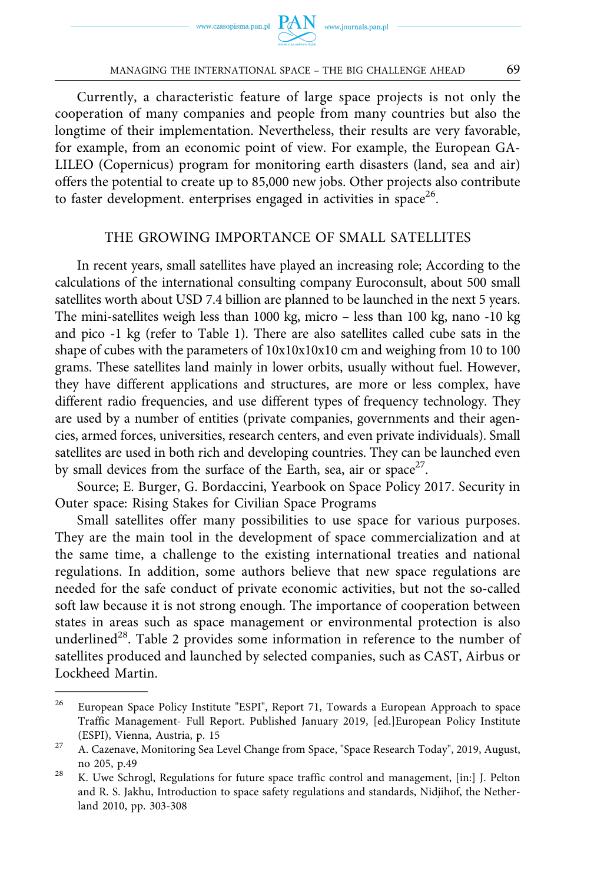Currently, a characteristic feature of large space projects is not only the cooperation of many companies and people from many countries but also the longtime of their implementation. Nevertheless, their results are very favorable, for example, from an economic point of view. For example, the European GALILEO (Copernicus) program for monitoring earth disasters (land, sea and air) offers the potential to create up to 85,000 new jobs. Other projects also contribute to faster development. enterprises engaged in activities in space[26].

## THE GROWING IMPORTANCE OF SMALL SATELLITES

In recent years, small satellites have played an increasing role; According to the calculations of the international consulting company Euroconsult, about 500 small satellites worth about USD 7.4 billion are planned to be launched in the next 5 years. The mini-satellites weigh less than 1000 kg, micro – less than 100 kg, nano -10 kg and pico -1 kg (refer to Table 1). There are also satellites called cube sats in the shape of cubes with the parameters of 10x10x10x10 cm and weighing from 10 to 100 grams. These satellites land mainly in lower orbits, usually without fuel. However, they have different applications and structures, are more or less complex, have different radio frequencies, and use different types of frequency technology. They are used by a number of entities (private companies, governments and their agencies, armed forces, universities, research centers, and even private individuals). Small satellites are used in both rich and developing countries. They can be launched even by small devices from the surface of the Earth, sea, air or space[27].

Source; E. Burger, G. Bordaccini, Yearbook on Space Policy 2017. Security in Outer space: Rising Stakes for Civilian Space Programs

Small satellites offer many possibilities to use space for various purposes. They are the main tool in the development of space commercialization and at the same time, a challenge to the existing international treaties and national regulations. In addition, some authors believe that new space regulations are needed for the safe conduct of private economic activities, but not the so-called soft law because it is not strong enough. The importance of cooperation between states in areas such as space management or environmental protection is also underlined[28]. Table 2 provides some information in reference to the number of satellites produced and launched by selected companies, such as CAST, Airbus or Lockheed Martin.

---

[26] European Space Policy Institute "ESPI", Report 71, Towards a European Approach to space Traffic Management- Full Report. Published January 2019, [ed.]European Policy Institute (ESPI), Vienna, Austria, p. 15

[27] A. Cazenave, Monitoring Sea Level Change from Space, "Space Research Today", 2019, August, no 205, p.49

[28] K. Uwe Schrogl, Regulations for future space traffic control and management, [in:] J. Pelton and R. S. Jakhu, Introduction to space safety regulations and standards, Nidjihof, the Netherland 2010, pp. 303-308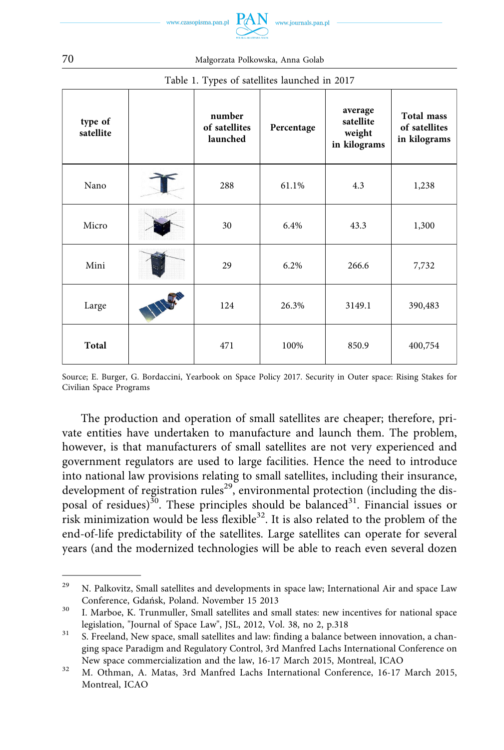Table 1. Types of satellites launched in 2017

| type of satellite | | number of satellites launched | Percentage | average satellite weight in kilograms | Total mass of satellites in kilograms |
|---|---|---|---|---|---|
| Nano | | 288 | 61.1% | 4.3 | 1,238 |
| Micro | | 30 | 6.4% | 43.3 | 1,300 |
| Mini | | 29 | 6.2% | 266.6 | 7,732 |
| Large | | 124 | 26.3% | 3149.1 | 390,483 |
| **Total** | | 471 | 100% | 850.9 | 400,754 |

Source; E. Burger, G. Bordaccini, Yearbook on Space Policy 2017. Security in Outer space: Rising Stakes for Civilian Space Programs

The production and operation of small satellites are cheaper; therefore, private entities have undertaken to manufacture and launch them. The problem, however, is that manufacturers of small satellites are not very experienced and government regulators are used to large facilities. Hence the need to introduce into national law provisions relating to small satellites, including their insurance, development of registration rules[29], environmental protection (including the disposal of residues)[30]. These principles should be balanced[31]. Financial issues or risk minimization would be less flexible[32]. It is also related to the problem of the end-of-life predictability of the satellites. Large satellites can operate for several years (and the modernized technologies will be able to reach even several dozen

---

[29] N. Palkovitz, Small satellites and developments in space law; International Air and space Law Conference, Gdańsk, Poland. November 15 2013

[30] I. Marboe, K. Trunmuller, Small satellites and small states: new incentives for national space legislation, "Journal of Space Law", JSL, 2012, Vol. 38, no 2, p.318

[31] S. Freeland, New space, small satellites and law: finding a balance between innovation, a changing space Paradigm and Regulatory Control, 3rd Manfred Lachs International Conference on New space commercialization and the law, 16-17 March 2015, Montreal, ICAO

[32] M. Othman, A. Matas, 3rd Manfred Lachs International Conference, 16-17 March 2015, Montreal, ICAO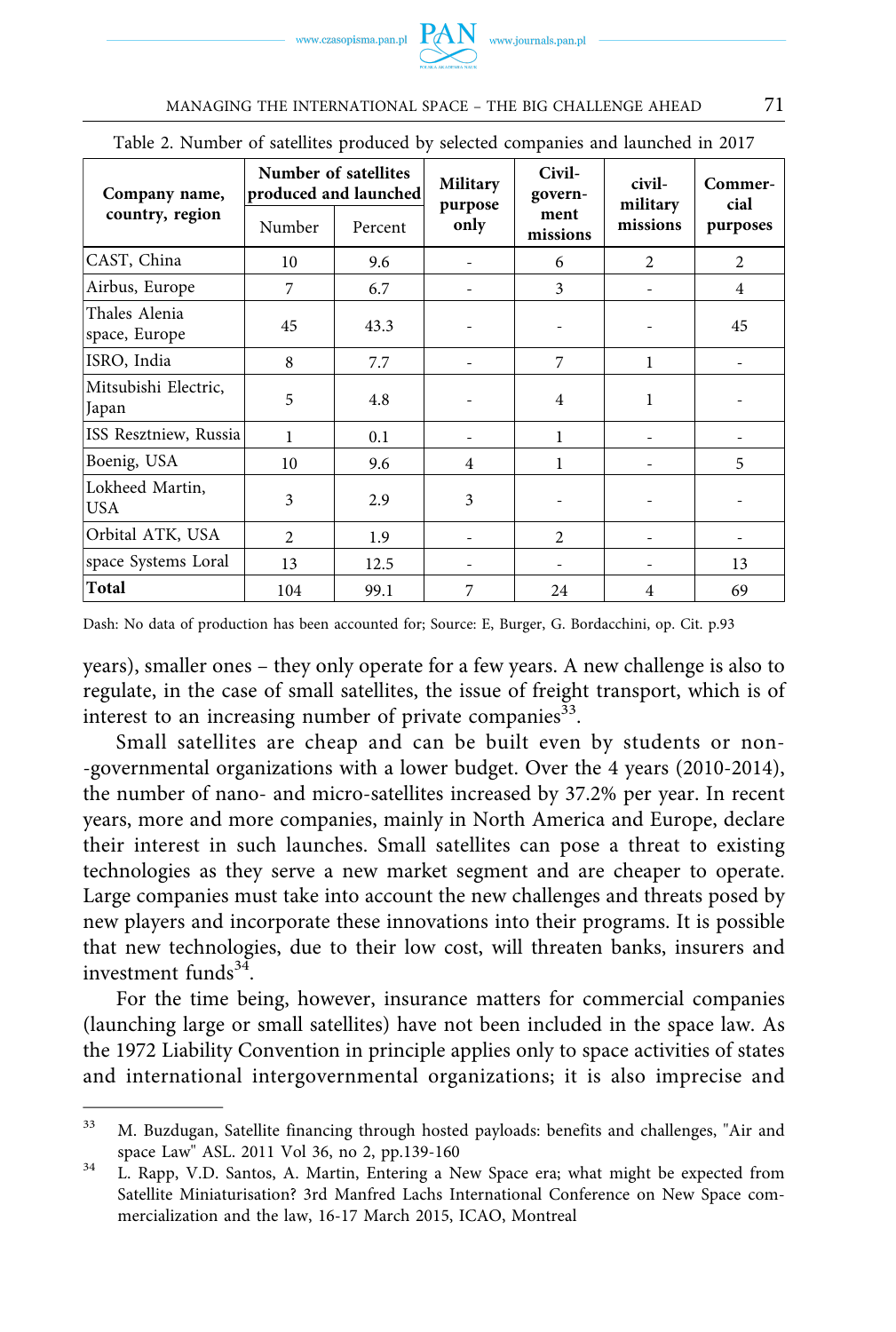Table 2. Number of satellites produced by selected companies and launched in 2017

| Company name, country, region | Number of satellites produced and launched | | Military purpose only | Civil-government missions | civil-military missions | Commercial purposes |
|---|---|---|---|---|---|---|
| | Number | Percent | | | | |
| CAST, China | 10 | 9.6 | - | 6 | 2 | 2 |
| Airbus, Europe | 7 | 6.7 | - | 3 | - | 4 |
| Thales Alenia space, Europe | 45 | 43.3 | - | - | - | 45 |
| ISRO, India | 8 | 7.7 | - | 7 | 1 | - |
| Mitsubishi Electric, Japan | 5 | 4.8 | - | 4 | 1 | - |
| ISS Resztniew, Russia | 1 | 0.1 | - | 1 | - | - |
| Boenig, USA | 10 | 9.6 | 4 | 1 | - | 5 |
| Lokheed Martin, USA | 3 | 2.9 | 3 | - | - | - |
| Orbital ATK, USA | 2 | 1.9 | - | 2 | - | - |
| space Systems Loral | 13 | 12.5 | - | - | - | 13 |
| **Total** | 104 | 99.1 | 7 | 24 | 4 | 69 |

Dash: No data of production has been accounted for; Source: E, Burger, G. Bordacchini, op. Cit. p.93

years), smaller ones – they only operate for a few years. A new challenge is also to regulate, in the case of small satellites, the issue of freight transport, which is of interest to an increasing number of private companies[33].

Small satellites are cheap and can be built even by students or non--governmental organizations with a lower budget. Over the 4 years (2010-2014), the number of nano- and micro-satellites increased by 37.2% per year. In recent years, more and more companies, mainly in North America and Europe, declare their interest in such launches. Small satellites can pose a threat to existing technologies as they serve a new market segment and are cheaper to operate. Large companies must take into account the new challenges and threats posed by new players and incorporate these innovations into their programs. It is possible that new technologies, due to their low cost, will threaten banks, insurers and investment funds[34].

For the time being, however, insurance matters for commercial companies (launching large or small satellites) have not been included in the space law. As the 1972 Liability Convention in principle applies only to space activities of states and international intergovernmental organizations; it is also imprecise and

---

[33] M. Buzdugan, Satellite financing through hosted payloads: benefits and challenges, "Air and space Law" ASL. 2011 Vol 36, no 2, pp.139-160

[34] L. Rapp, V.D. Santos, A. Martin, Entering a New Space era; what might be expected from Satellite Miniaturisation? 3rd Manfred Lachs International Conference on New Space commercialization and the law, 16-17 March 2015, ICAO, Montreal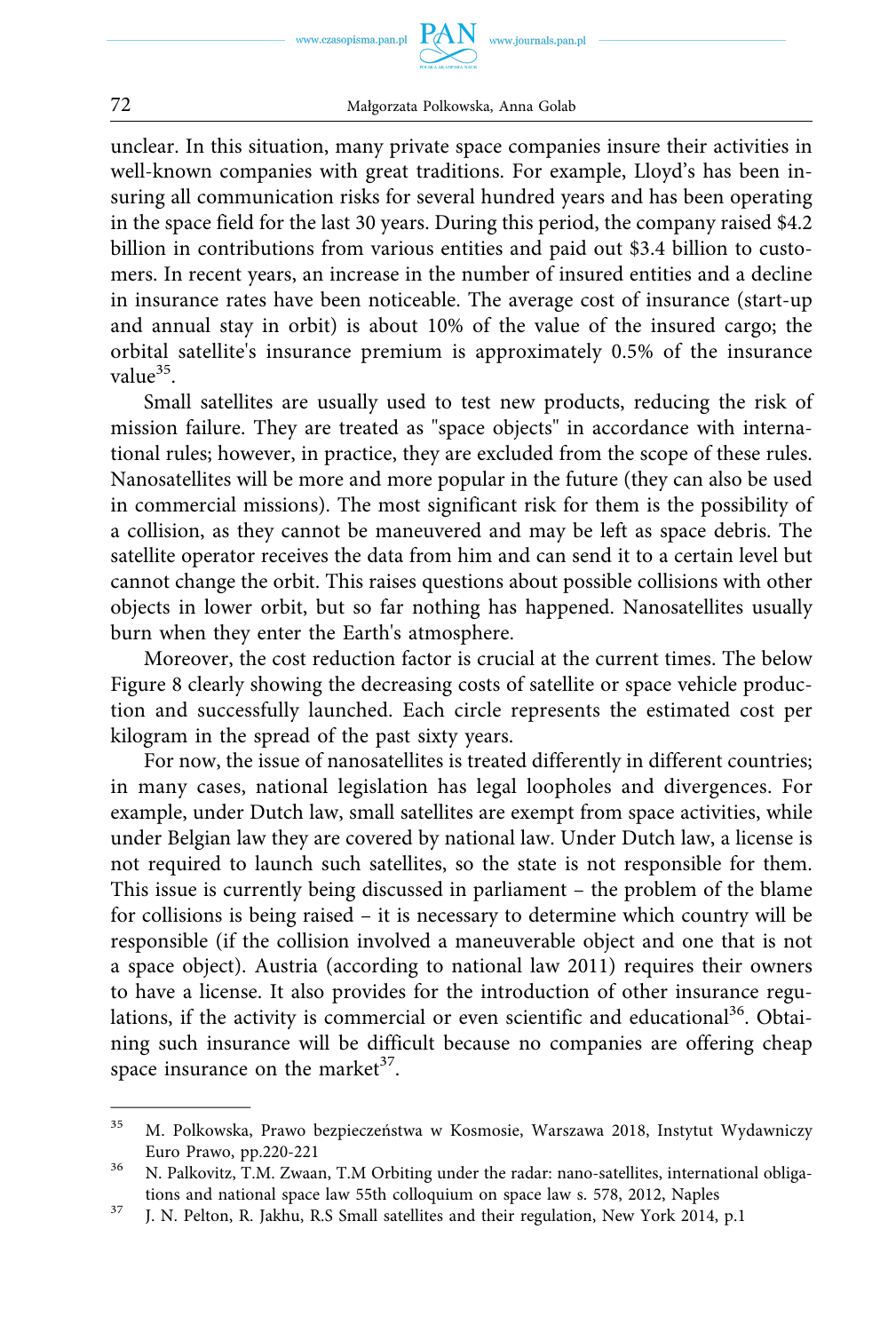unclear. In this situation, many private space companies insure their activities in well-known companies with great traditions. For example, Lloyd's has been insuring all communication risks for several hundred years and has been operating in the space field for the last 30 years. During this period, the company raised $4.2 billion in contributions from various entities and paid out $3.4 billion to customers. In recent years, an increase in the number of insured entities and a decline in insurance rates have been noticeable. The average cost of insurance (start-up and annual stay in orbit) is about 10% of the value of the insured cargo; the orbital satellite's insurance premium is approximately 0.5% of the insurance value[35].

Small satellites are usually used to test new products, reducing the risk of mission failure. They are treated as "space objects" in accordance with international rules; however, in practice, they are excluded from the scope of these rules. Nanosatellites will be more and more popular in the future (they can also be used in commercial missions). The most significant risk for them is the possibility of a collision, as they cannot be maneuvered and may be left as space debris. The satellite operator receives the data from him and can send it to a certain level but cannot change the orbit. This raises questions about possible collisions with other objects in lower orbit, but so far nothing has happened. Nanosatellites usually burn when they enter the Earth's atmosphere.

Moreover, the cost reduction factor is crucial at the current times. The below Figure 8 clearly showing the decreasing costs of satellite or space vehicle production and successfully launched. Each circle represents the estimated cost per kilogram in the spread of the past sixty years.

For now, the issue of nanosatellites is treated differently in different countries; in many cases, national legislation has legal loopholes and divergences. For example, under Dutch law, small satellites are exempt from space activities, while under Belgian law they are covered by national law. Under Dutch law, a license is not required to launch such satellites, so the state is not responsible for them. This issue is currently being discussed in parliament – the problem of the blame for collisions is being raised – it is necessary to determine which country will be responsible (if the collision involved a maneuverable object and one that is not a space object). Austria (according to national law 2011) requires their owners to have a license. It also provides for the introduction of other insurance regulations, if the activity is commercial or even scientific and educational[36]. Obtaining such insurance will be difficult because no companies are offering cheap space insurance on the market[37].

---

[35] M. Polkowska, Prawo bezpieczeństwa w Kosmosie, Warszawa 2018, Instytut Wydawniczy Euro Prawo, pp.220-221

[36] N. Palkovitz, T.M. Zwaan, T.M Orbiting under the radar: nano-satellites, international obligations and national space law 55th colloquium on space law s. 578, 2012, Naples

[37] J. N. Pelton, R. Jakhu, R.S Small satellites and their regulation, New York 2014, p.1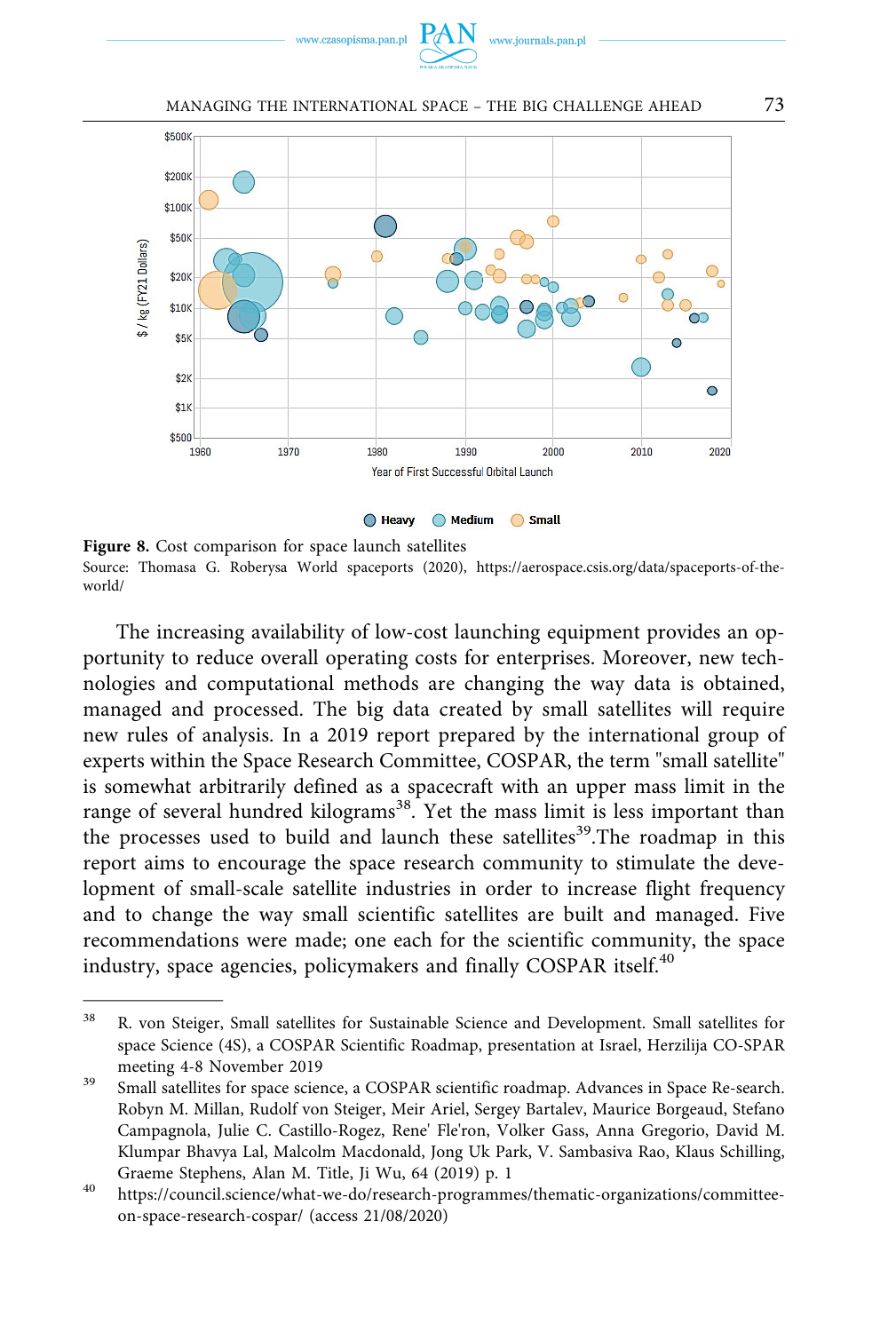**Figure 8.** Cost comparison for space launch satellites

Source: Thomasa G. Roberysa World spaceports (2020), https://aerospace.csis.org/data/spaceports-of-the-world/

The increasing availability of low-cost launching equipment provides an opportunity to reduce overall operating costs for enterprises. Moreover, new technologies and computational methods are changing the way data is obtained, managed and processed. The big data created by small satellites will require new rules of analysis. In a 2019 report prepared by the international group of experts within the Space Research Committee, COSPAR, the term "small satellite" is somewhat arbitrarily defined as a spacecraft with an upper mass limit in the range of several hundred kilograms[38]. Yet the mass limit is less important than the processes used to build and launch these satellites[39].The roadmap in this report aims to encourage the space research community to stimulate the development of small-scale satellite industries in order to increase flight frequency and to change the way small scientific satellites are built and managed. Five recommendations were made; one each for the scientific community, the space industry, space agencies, policymakers and finally COSPAR itself.[40]

---

[38] R. von Steiger, Small satellites for Sustainable Science and Development. Small satellites for space Science (4S), a COSPAR Scientific Roadmap, presentation at Israel, Herzilija CO-SPAR meeting 4-8 November 2019

[39] Small satellites for space science, a COSPAR scientific roadmap. Advances in Space Re-search. Robyn M. Millan, Rudolf von Steiger, Meir Ariel, Sergey Bartalev, Maurice Borgeaud, Stefano Campagnola, Julie C. Castillo-Rogez, Rene' Fle'ron, Volker Gass, Anna Gregorio, David M. Klumpar Bhavya Lal, Malcolm Macdonald, Jong Uk Park, V. Sambasiva Rao, Klaus Schilling, Graeme Stephens, Alan M. Title, Ji Wu, 64 (2019) p. 1

[40] https://council.science/what-we-do/research-programmes/thematic-organizations/committee-on-space-research-cospar/ (access 21/08/2020)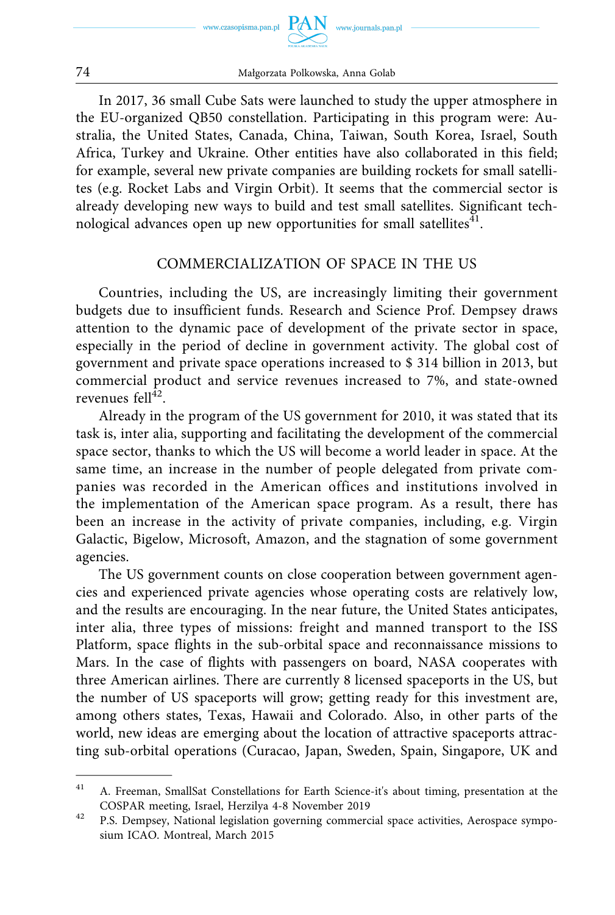In 2017, 36 small Cube Sats were launched to study the upper atmosphere in the EU-organized QB50 constellation. Participating in this program were: Australia, the United States, Canada, China, Taiwan, South Korea, Israel, South Africa, Turkey and Ukraine. Other entities have also collaborated in this field; for example, several new private companies are building rockets for small satellites (e.g. Rocket Labs and Virgin Orbit). It seems that the commercial sector is already developing new ways to build and test small satellites. Significant technological advances open up new opportunities for small satellites[41].

## COMMERCIALIZATION OF SPACE IN THE US

Countries, including the US, are increasingly limiting their government budgets due to insufficient funds. Research and Science Prof. Dempsey draws attention to the dynamic pace of development of the private sector in space, especially in the period of decline in government activity. The global cost of government and private space operations increased to $ 314 billion in 2013, but commercial product and service revenues increased to 7%, and state-owned revenues fell[42].

Already in the program of the US government for 2010, it was stated that its task is, inter alia, supporting and facilitating the development of the commercial space sector, thanks to which the US will become a world leader in space. At the same time, an increase in the number of people delegated from private companies was recorded in the American offices and institutions involved in the implementation of the American space program. As a result, there has been an increase in the activity of private companies, including, e.g. Virgin Galactic, Bigelow, Microsoft, Amazon, and the stagnation of some government agencies.

The US government counts on close cooperation between government agencies and experienced private agencies whose operating costs are relatively low, and the results are encouraging. In the near future, the United States anticipates, inter alia, three types of missions: freight and manned transport to the ISS Platform, space flights in the sub-orbital space and reconnaissance missions to Mars. In the case of flights with passengers on board, NASA cooperates with three American airlines. There are currently 8 licensed spaceports in the US, but the number of US spaceports will grow; getting ready for this investment are, among others states, Texas, Hawaii and Colorado. Also, in other parts of the world, new ideas are emerging about the location of attractive spaceports attracting sub-orbital operations (Curacao, Japan, Sweden, Spain, Singapore, UK and

---

[41] A. Freeman, SmallSat Constellations for Earth Science-it's about timing, presentation at the COSPAR meeting, Israel, Herzilya 4-8 November 2019

[42] P.S. Dempsey, National legislation governing commercial space activities, Aerospace symposium ICAO. Montreal, March 2015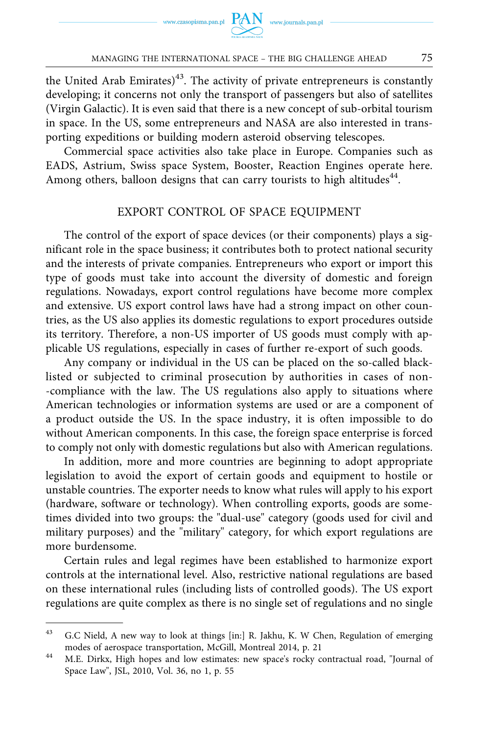the United Arab Emirates)[43]. The activity of private entrepreneurs is constantly developing; it concerns not only the transport of passengers but also of satellites (Virgin Galactic). It is even said that there is a new concept of sub-orbital tourism in space. In the US, some entrepreneurs and NASA are also interested in transporting expeditions or building modern asteroid observing telescopes.

Commercial space activities also take place in Europe. Companies such as EADS, Astrium, Swiss space System, Booster, Reaction Engines operate here. Among others, balloon designs that can carry tourists to high altitudes[44].

## EXPORT CONTROL OF SPACE EQUIPMENT

The control of the export of space devices (or their components) plays a significant role in the space business; it contributes both to protect national security and the interests of private companies. Entrepreneurs who export or import this type of goods must take into account the diversity of domestic and foreign regulations. Nowadays, export control regulations have become more complex and extensive. US export control laws have had a strong impact on other countries, as the US also applies its domestic regulations to export procedures outside its territory. Therefore, a non-US importer of US goods must comply with applicable US regulations, especially in cases of further re-export of such goods.

Any company or individual in the US can be placed on the so-called blacklisted or subjected to criminal prosecution by authorities in cases of non-compliance with the law. The US regulations also apply to situations where American technologies or information systems are used or are a component of a product outside the US. In the space industry, it is often impossible to do without American components. In this case, the foreign space enterprise is forced to comply not only with domestic regulations but also with American regulations.

In addition, more and more countries are beginning to adopt appropriate legislation to avoid the export of certain goods and equipment to hostile or unstable countries. The exporter needs to know what rules will apply to his export (hardware, software or technology). When controlling exports, goods are sometimes divided into two groups: the "dual-use" category (goods used for civil and military purposes) and the "military" category, for which export regulations are more burdensome.

Certain rules and legal regimes have been established to harmonize export controls at the international level. Also, restrictive national regulations are based on these international rules (including lists of controlled goods). The US export regulations are quite complex as there is no single set of regulations and no single

---

[43] G.C Nield, A new way to look at things [in:] R. Jakhu, K. W Chen, Regulation of emerging modes of aerospace transportation, McGill, Montreal 2014, p. 21

[44] M.E. Dirkx, High hopes and low estimates: new space's rocky contractual road, "Journal of Space Law", JSL, 2010, Vol. 36, no 1, p. 55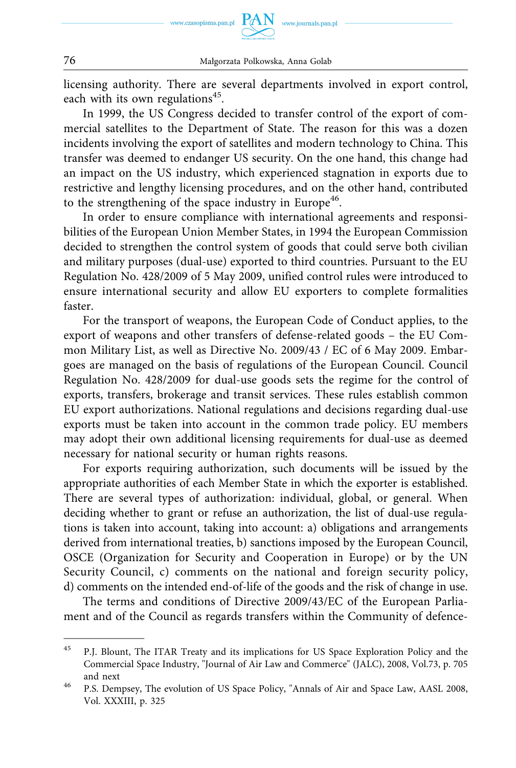licensing authority. There are several departments involved in export control, each with its own regulations[45].

In 1999, the US Congress decided to transfer control of the export of commercial satellites to the Department of State. The reason for this was a dozen incidents involving the export of satellites and modern technology to China. This transfer was deemed to endanger US security. On the one hand, this change had an impact on the US industry, which experienced stagnation in exports due to restrictive and lengthy licensing procedures, and on the other hand, contributed to the strengthening of the space industry in Europe[46].

In order to ensure compliance with international agreements and responsibilities of the European Union Member States, in 1994 the European Commission decided to strengthen the control system of goods that could serve both civilian and military purposes (dual-use) exported to third countries. Pursuant to the EU Regulation No. 428/2009 of 5 May 2009, unified control rules were introduced to ensure international security and allow EU exporters to complete formalities faster.

For the transport of weapons, the European Code of Conduct applies, to the export of weapons and other transfers of defense-related goods – the EU Common Military List, as well as Directive No. 2009/43 / EC of 6 May 2009. Embargoes are managed on the basis of regulations of the European Council. Council Regulation No. 428/2009 for dual-use goods sets the regime for the control of exports, transfers, brokerage and transit services. These rules establish common EU export authorizations. National regulations and decisions regarding dual-use exports must be taken into account in the common trade policy. EU members may adopt their own additional licensing requirements for dual-use as deemed necessary for national security or human rights reasons.

For exports requiring authorization, such documents will be issued by the appropriate authorities of each Member State in which the exporter is established. There are several types of authorization: individual, global, or general. When deciding whether to grant or refuse an authorization, the list of dual-use regulations is taken into account, taking into account: a) obligations and arrangements derived from international treaties, b) sanctions imposed by the European Council, OSCE (Organization for Security and Cooperation in Europe) or by the UN Security Council, c) comments on the national and foreign security policy, d) comments on the intended end-of-life of the goods and the risk of change in use.

The terms and conditions of Directive 2009/43/EC of the European Parliament and of the Council as regards transfers within the Community of defence-

---

[45] P.J. Blount, The ITAR Treaty and its implications for US Space Exploration Policy and the Commercial Space Industry, "Journal of Air Law and Commerce" (JALC), 2008, Vol.73, p. 705 and next

[46] P.S. Dempsey, The evolution of US Space Policy, "Annals of Air and Space Law, AASL 2008, Vol. XXXIII, p. 325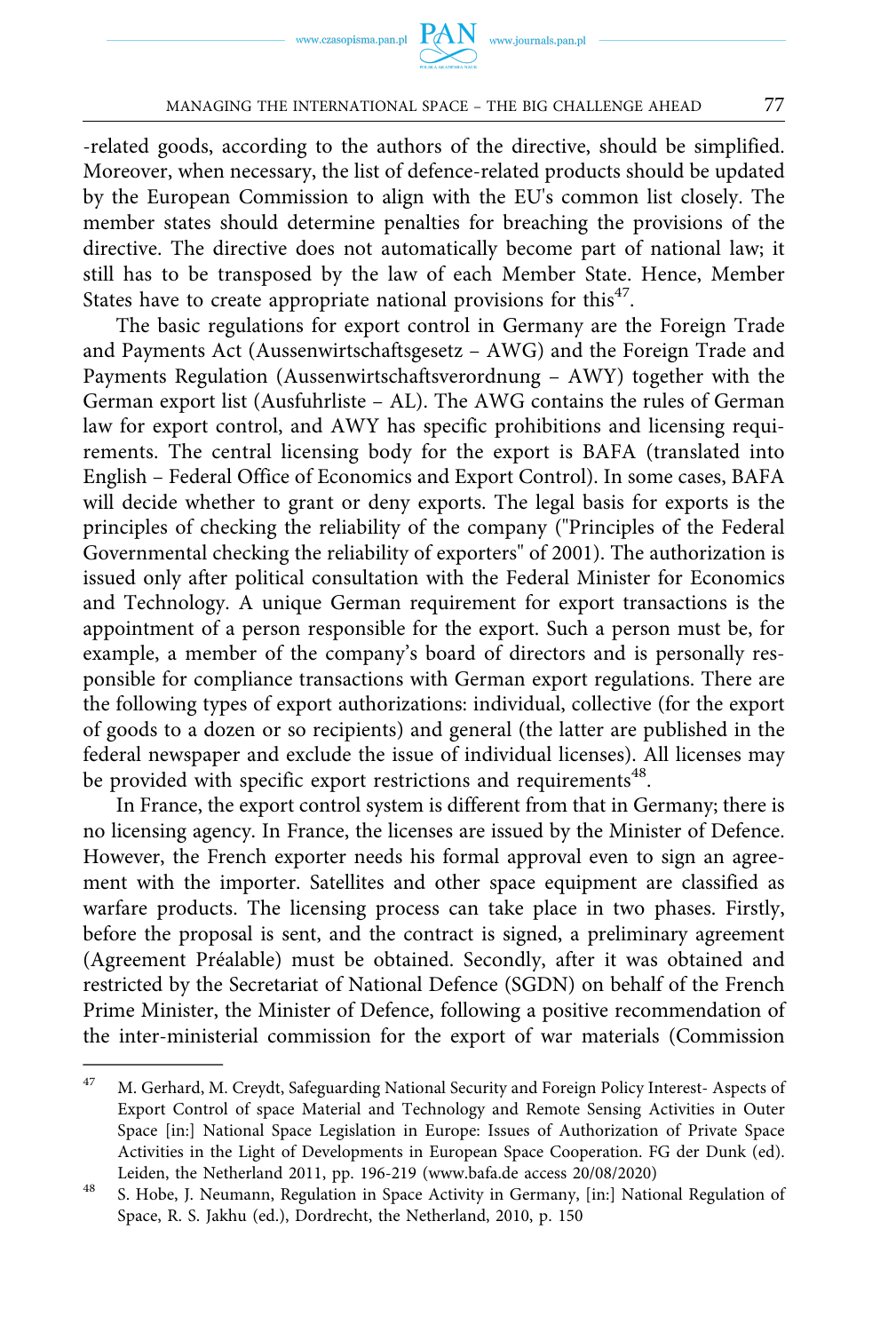-related goods, according to the authors of the directive, should be simplified. Moreover, when necessary, the list of defence-related products should be updated by the European Commission to align with the EU's common list closely. The member states should determine penalties for breaching the provisions of the directive. The directive does not automatically become part of national law; it still has to be transposed by the law of each Member State. Hence, Member States have to create appropriate national provisions for this[47].

The basic regulations for export control in Germany are the Foreign Trade and Payments Act (Aussenwirtschaftsgesetz – AWG) and the Foreign Trade and Payments Regulation (Aussenwirtschaftsverordnung – AWY) together with the German export list (Ausfuhrliste – AL). The AWG contains the rules of German law for export control, and AWY has specific prohibitions and licensing requirements. The central licensing body for the export is BAFA (translated into English – Federal Office of Economics and Export Control). In some cases, BAFA will decide whether to grant or deny exports. The legal basis for exports is the principles of checking the reliability of the company ("Principles of the Federal Governmental checking the reliability of exporters" of 2001). The authorization is issued only after political consultation with the Federal Minister for Economics and Technology. A unique German requirement for export transactions is the appointment of a person responsible for the export. Such a person must be, for example, a member of the company's board of directors and is personally responsible for compliance transactions with German export regulations. There are the following types of export authorizations: individual, collective (for the export of goods to a dozen or so recipients) and general (the latter are published in the federal newspaper and exclude the issue of individual licenses). All licenses may be provided with specific export restrictions and requirements[48].

In France, the export control system is different from that in Germany; there is no licensing agency. In France, the licenses are issued by the Minister of Defence. However, the French exporter needs his formal approval even to sign an agreement with the importer. Satellites and other space equipment are classified as warfare products. The licensing process can take place in two phases. Firstly, before the proposal is sent, and the contract is signed, a preliminary agreement (Agreement Préalable) must be obtained. Secondly, after it was obtained and restricted by the Secretariat of National Defence (SGDN) on behalf of the French Prime Minister, the Minister of Defence, following a positive recommendation of the inter-ministerial commission for the export of war materials (Commission

---

[47] M. Gerhard, M. Creydt, Safeguarding National Security and Foreign Policy Interest- Aspects of Export Control of space Material and Technology and Remote Sensing Activities in Outer Space [in:] National Space Legislation in Europe: Issues of Authorization of Private Space Activities in the Light of Developments in European Space Cooperation. FG der Dunk (ed). Leiden, the Netherland 2011, pp. 196-219 (www.bafa.de access 20/08/2020)

[48] S. Hobe, J. Neumann, Regulation in Space Activity in Germany, [in:] National Regulation of Space, R. S. Jakhu (ed.), Dordrecht, the Netherland, 2010, p. 150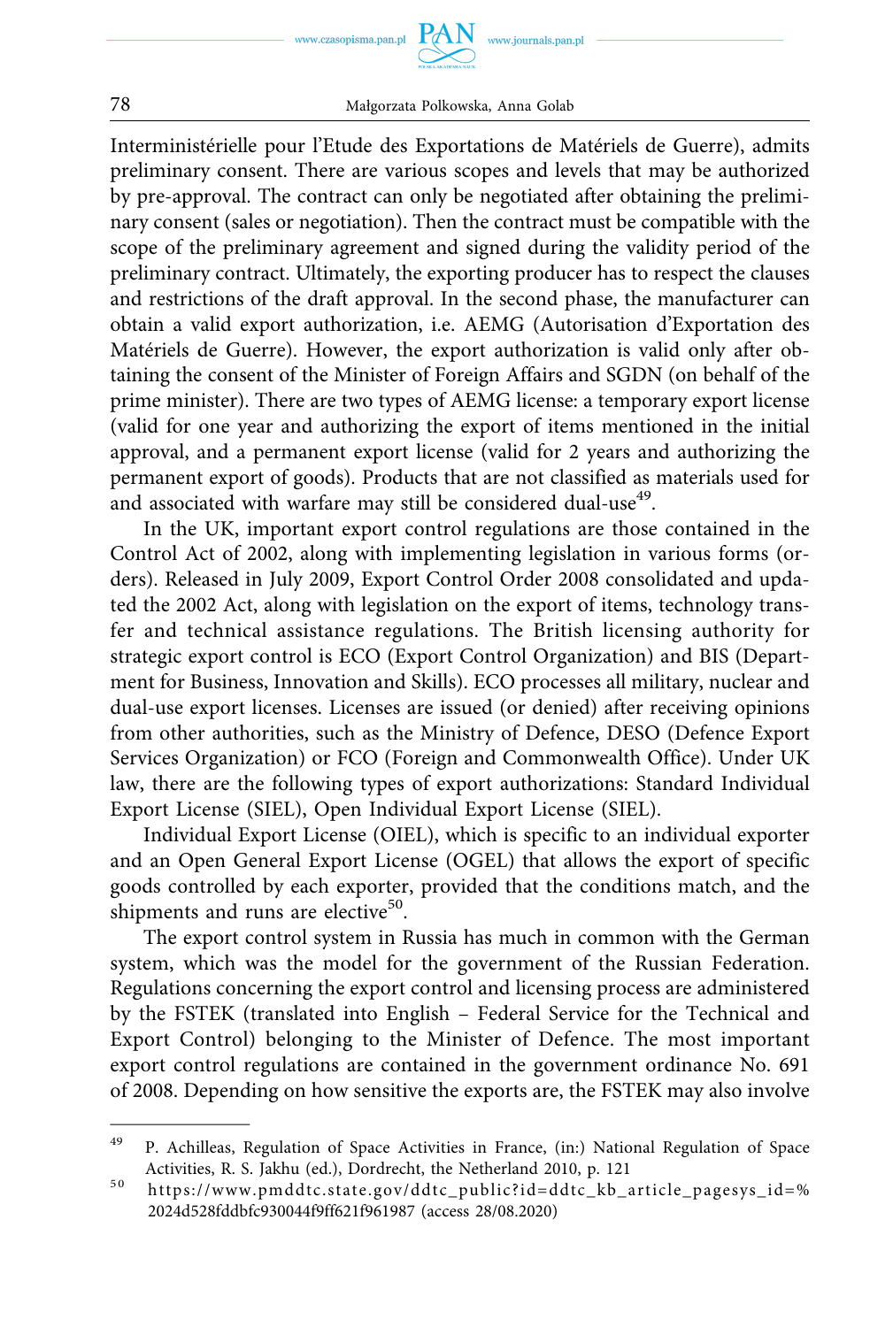Interministérielle pour l'Etude des Exportations de Matériels de Guerre), admits preliminary consent. There are various scopes and levels that may be authorized by pre-approval. The contract can only be negotiated after obtaining the preliminary consent (sales or negotiation). Then the contract must be compatible with the scope of the preliminary agreement and signed during the validity period of the preliminary contract. Ultimately, the exporting producer has to respect the clauses and restrictions of the draft approval. In the second phase, the manufacturer can obtain a valid export authorization, i.e. AEMG (Autorisation d'Exportation des Matériels de Guerre). However, the export authorization is valid only after obtaining the consent of the Minister of Foreign Affairs and SGDN (on behalf of the prime minister). There are two types of AEMG license: a temporary export license (valid for one year and authorizing the export of items mentioned in the initial approval, and a permanent export license (valid for 2 years and authorizing the permanent export of goods). Products that are not classified as materials used for and associated with warfare may still be considered dual-use[49].

In the UK, important export control regulations are those contained in the Control Act of 2002, along with implementing legislation in various forms (orders). Released in July 2009, Export Control Order 2008 consolidated and updated the 2002 Act, along with legislation on the export of items, technology transfer and technical assistance regulations. The British licensing authority for strategic export control is ECO (Export Control Organization) and BIS (Department for Business, Innovation and Skills). ECO processes all military, nuclear and dual-use export licenses. Licenses are issued (or denied) after receiving opinions from other authorities, such as the Ministry of Defence, DESO (Defence Export Services Organization) or FCO (Foreign and Commonwealth Office). Under UK law, there are the following types of export authorizations: Standard Individual Export License (SIEL), Open Individual Export License (SIEL).

Individual Export License (OIEL), which is specific to an individual exporter and an Open General Export License (OGEL) that allows the export of specific goods controlled by each exporter, provided that the conditions match, and the shipments and runs are elective[50].

The export control system in Russia has much in common with the German system, which was the model for the government of the Russian Federation. Regulations concerning the export control and licensing process are administered by the FSTEK (translated into English – Federal Service for the Technical and Export Control) belonging to the Minister of Defence. The most important export control regulations are contained in the government ordinance No. 691 of 2008. Depending on how sensitive the exports are, the FSTEK may also involve

---

[49] P. Achilleas, Regulation of Space Activities in France, (in:) National Regulation of Space Activities, R. S. Jakhu (ed.), Dordrecht, the Netherland 2010, p. 121

[50] https://www.pmddtc.state.gov/ddtc_public?id=ddtc_kb_article_pagesys_id=%2024d528fddbfc930044f9ff621f961987 (access 28/08.2020)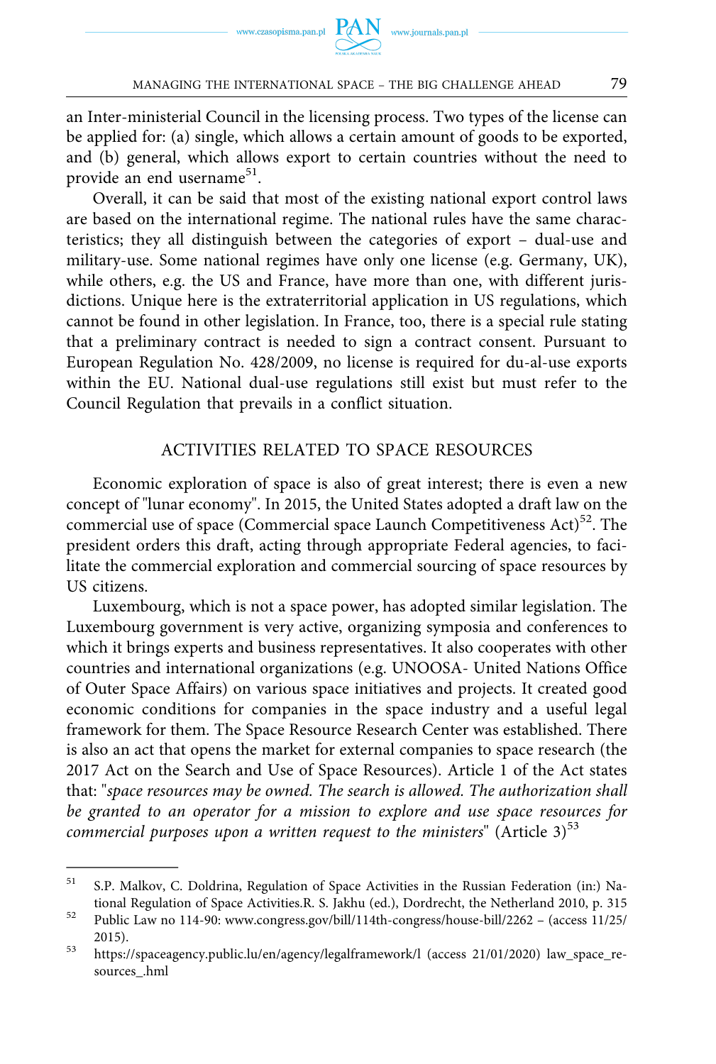an Inter-ministerial Council in the licensing process. Two types of the license can be applied for: (a) single, which allows a certain amount of goods to be exported, and (b) general, which allows export to certain countries without the need to provide an end username[51].

Overall, it can be said that most of the existing national export control laws are based on the international regime. The national rules have the same characteristics; they all distinguish between the categories of export – dual-use and military-use. Some national regimes have only one license (e.g. Germany, UK), while others, e.g. the US and France, have more than one, with different jurisdictions. Unique here is the extraterritorial application in US regulations, which cannot be found in other legislation. In France, too, there is a special rule stating that a preliminary contract is needed to sign a contract consent. Pursuant to European Regulation No. 428/2009, no license is required for du-al-use exports within the EU. National dual-use regulations still exist but must refer to the Council Regulation that prevails in a conflict situation.

## ACTIVITIES RELATED TO SPACE RESOURCES

Economic exploration of space is also of great interest; there is even a new concept of "lunar economy". In 2015, the United States adopted a draft law on the commercial use of space (Commercial space Launch Competitiveness Act)[52]. The president orders this draft, acting through appropriate Federal agencies, to facilitate the commercial exploration and commercial sourcing of space resources by US citizens.

Luxembourg, which is not a space power, has adopted similar legislation. The Luxembourg government is very active, organizing symposia and conferences to which it brings experts and business representatives. It also cooperates with other countries and international organizations (e.g. UNOOSA- United Nations Office of Outer Space Affairs) on various space initiatives and projects. It created good economic conditions for companies in the space industry and a useful legal framework for them. The Space Resource Research Center was established. There is also an act that opens the market for external companies to space research (the 2017 Act on the Search and Use of Space Resources). Article 1 of the Act states that: "*space resources may be owned. The search is allowed. The authorization shall be granted to an operator for a mission to explore and use space resources for commercial purposes upon a written request to the ministers*" (Article 3)[53]

---

[51] S.P. Malkov, C. Doldrina, Regulation of Space Activities in the Russian Federation (in:) National Regulation of Space Activities.R. S. Jakhu (ed.), Dordrecht, the Netherland 2010, p. 315

[52] Public Law no 114-90: www.congress.gov/bill/114th-congress/house-bill/2262 – (access 11/25/2015).

[53] https://spaceagency.public.lu/en/agency/legalframework/l (access 21/01/2020) law_space_resources_.hml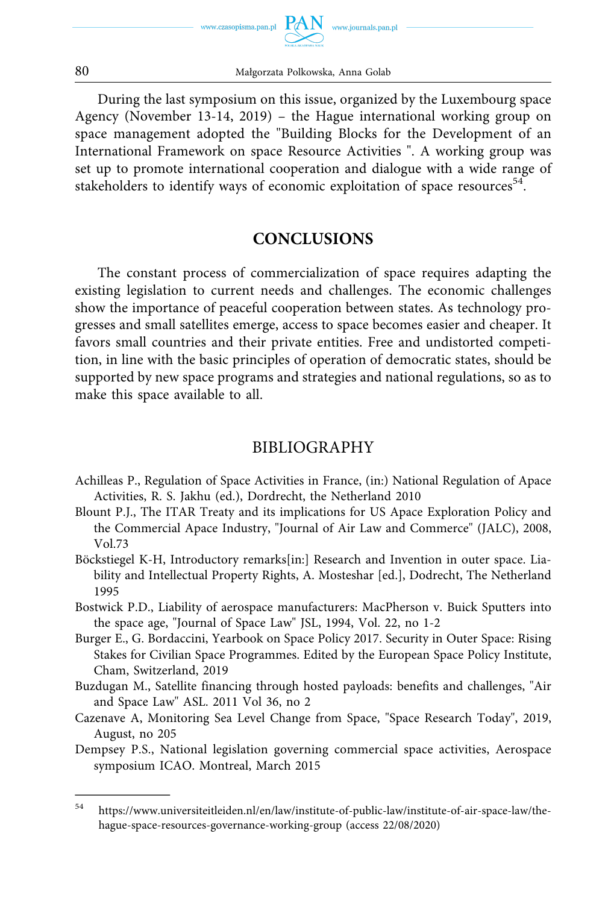During the last symposium on this issue, organized by the Luxembourg space Agency (November 13-14, 2019) – the Hague international working group on space management adopted the "Building Blocks for the Development of an International Framework on space Resource Activities ". A working group was set up to promote international cooperation and dialogue with a wide range of stakeholders to identify ways of economic exploitation of space resources[54].

## CONCLUSIONS

The constant process of commercialization of space requires adapting the existing legislation to current needs and challenges. The economic challenges show the importance of peaceful cooperation between states. As technology progresses and small satellites emerge, access to space becomes easier and cheaper. It favors small countries and their private entities. Free and undistorted competition, in line with the basic principles of operation of democratic states, should be supported by new space programs and strategies and national regulations, so as to make this space available to all.

## BIBLIOGRAPHY

Achilleas P., Regulation of Space Activities in France, (in:) National Regulation of Apace Activities, R. S. Jakhu (ed.), Dordrecht, the Netherland 2010

Blount P.J., The ITAR Treaty and its implications for US Apace Exploration Policy and the Commercial Apace Industry, "Journal of Air Law and Commerce" (JALC), 2008, Vol.73

Böckstiegel K-H, Introductory remarks[in:] Research and Invention in outer space. Liability and Intellectual Property Rights, A. Mosteshar [ed.], Dodrecht, The Netherland 1995

Bostwick P.D., Liability of aerospace manufacturers: MacPherson v. Buick Sputters into the space age, "Journal of Space Law" JSL, 1994, Vol. 22, no 1-2

Burger E., G. Bordaccini, Yearbook on Space Policy 2017. Security in Outer Space: Rising Stakes for Civilian Space Programmes. Edited by the European Space Policy Institute, Cham, Switzerland, 2019

Buzdugan M., Satellite financing through hosted payloads: benefits and challenges, "Air and Space Law" ASL. 2011 Vol 36, no 2

Cazenave A, Monitoring Sea Level Change from Space, "Space Research Today", 2019, August, no 205

Dempsey P.S., National legislation governing commercial space activities, Aerospace symposium ICAO. Montreal, March 2015

---

54 https://www.universiteitleiden.nl/en/law/institute-of-public-law/institute-of-air-space-law/the-hague-space-resources-governance-working-group (access 22/08/2020)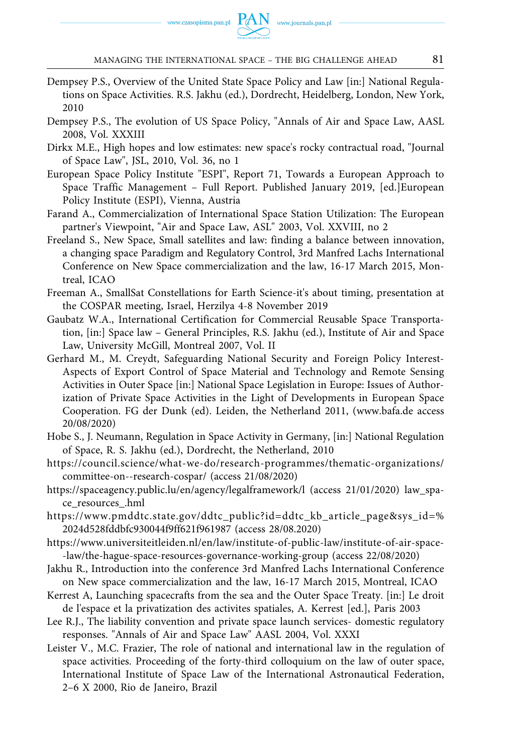Dempsey P.S., Overview of the United State Space Policy and Law [in:] National Regulations on Space Activities. R.S. Jakhu (ed.), Dordrecht, Heidelberg, London, New York, 2010

Dempsey P.S., The evolution of US Space Policy, "Annals of Air and Space Law, AASL 2008, Vol. XXXIII

Dirkx M.E., High hopes and low estimates: new space's rocky contractual road, "Journal of Space Law", JSL, 2010, Vol. 36, no 1

European Space Policy Institute "ESPI", Report 71, Towards a European Approach to Space Traffic Management – Full Report. Published January 2019, [ed.]European Policy Institute (ESPI), Vienna, Austria

Farand A., Commercialization of International Space Station Utilization: The European partner's Viewpoint, "Air and Space Law, ASL" 2003, Vol. XXVIII, no 2

Freeland S., New Space, Small satellites and law: finding a balance between innovation, a changing space Paradigm and Regulatory Control, 3rd Manfred Lachs International Conference on New Space commercialization and the law, 16-17 March 2015, Montreal, ICAO

Freeman A., SmallSat Constellations for Earth Science-it's about timing, presentation at the COSPAR meeting, Israel, Herzilya 4-8 November 2019

Gaubatz W.A., International Certification for Commercial Reusable Space Transportation, [in:] Space law – General Principles, R.S. Jakhu (ed.), Institute of Air and Space Law, University McGill, Montreal 2007, Vol. II

Gerhard M., M. Creydt, Safeguarding National Security and Foreign Policy Interest-Aspects of Export Control of Space Material and Technology and Remote Sensing Activities in Outer Space [in:] National Space Legislation in Europe: Issues of Authorization of Private Space Activities in the Light of Developments in European Space Cooperation. FG der Dunk (ed). Leiden, the Netherland 2011, (www.bafa.de access 20/08/2020)

Hobe S., J. Neumann, Regulation in Space Activity in Germany, [in:] National Regulation of Space, R. S. Jakhu (ed.), Dordrecht, the Netherland, 2010

https://council.science/what-we-do/research-programmes/thematic-organizations/committee-on--research-cospar/ (access 21/08/2020)

https://spaceagency.public.lu/en/agency/legalframework/l (access 21/01/2020) law_space_resources_.hml

https://www.pmddtc.state.gov/ddtc_public?id=ddtc_kb_article_page&sys_id=%2024d528fddbfc930044f9ff621f961987 (access 28/08.2020)

https://www.universiteitleiden.nl/en/law/institute-of-public-law/institute-of-air-space--law/the-hague-space-resources-governance-working-group (access 22/08/2020)

Jakhu R., Introduction into the conference 3rd Manfred Lachs International Conference on New space commercialization and the law, 16-17 March 2015, Montreal, ICAO

Kerrest A, Launching spacecrafts from the sea and the Outer Space Treaty. [in:] Le droit de l'espace et la privatization des activites spatiales, A. Kerrest [ed.], Paris 2003

Lee R.J., The liability convention and private space launch services- domestic regulatory responses. "Annals of Air and Space Law" AASL 2004, Vol. XXXI

Leister V., M.C. Frazier, The role of national and international law in the regulation of space activities. Proceeding of the forty-third colloquium on the law of outer space, International Institute of Space Law of the International Astronautical Federation, 2–6 X 2000, Rio de Janeiro, Brazil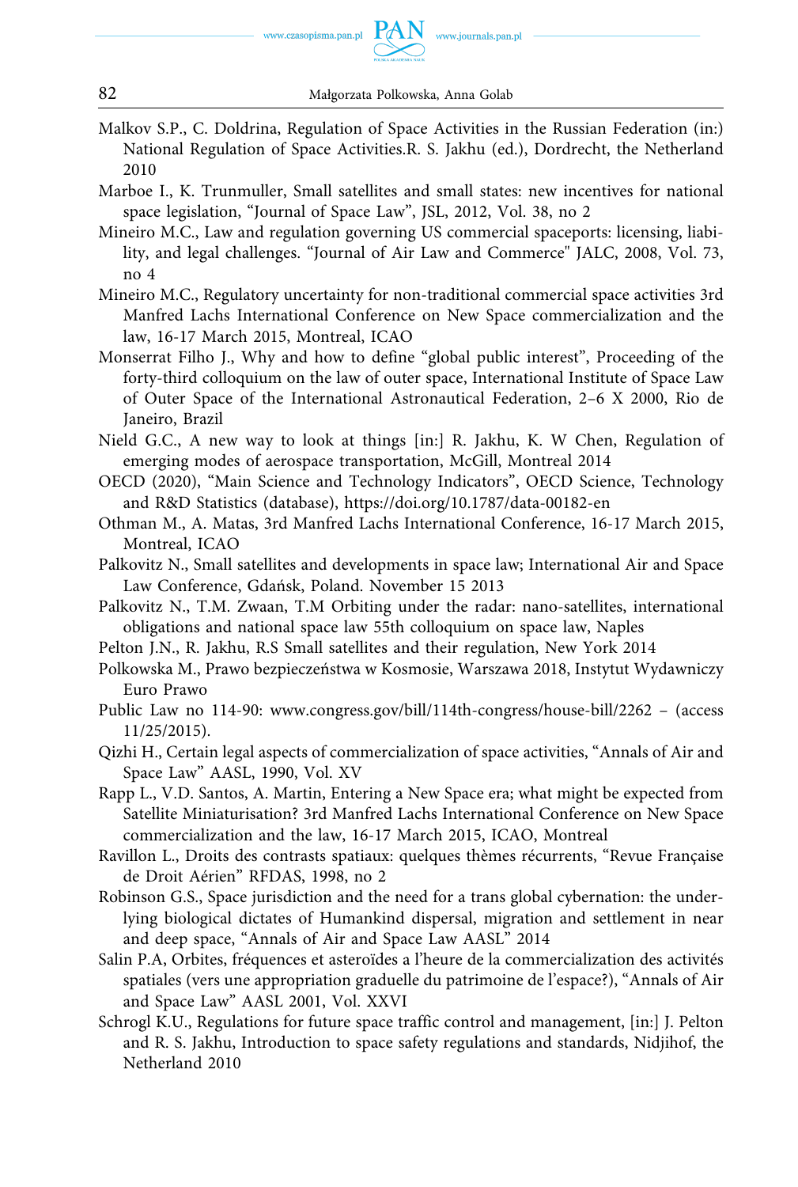Malkov S.P., C. Doldrina, Regulation of Space Activities in the Russian Federation (in:) National Regulation of Space Activities.R. S. Jakhu (ed.), Dordrecht, the Netherland 2010

Marboe I., K. Trunmuller, Small satellites and small states: new incentives for national space legislation, "Journal of Space Law", JSL, 2012, Vol. 38, no 2

Mineiro M.C., Law and regulation governing US commercial spaceports: licensing, liability, and legal challenges. "Journal of Air Law and Commerce" JALC, 2008, Vol. 73, no 4

Mineiro M.C., Regulatory uncertainty for non-traditional commercial space activities 3rd Manfred Lachs International Conference on New Space commercialization and the law, 16-17 March 2015, Montreal, ICAO

Monserrat Filho J., Why and how to define "global public interest", Proceeding of the forty-third colloquium on the law of outer space, International Institute of Space Law of Outer Space of the International Astronautical Federation, 2–6 X 2000, Rio de Janeiro, Brazil

Nield G.C., A new way to look at things [in:] R. Jakhu, K. W Chen, Regulation of emerging modes of aerospace transportation, McGill, Montreal 2014

OECD (2020), "Main Science and Technology Indicators", OECD Science, Technology and R&D Statistics (database), https://doi.org/10.1787/data-00182-en

Othman M., A. Matas, 3rd Manfred Lachs International Conference, 16-17 March 2015, Montreal, ICAO

Palkovitz N., Small satellites and developments in space law; International Air and Space Law Conference, Gdańsk, Poland. November 15 2013

Palkovitz N., T.M. Zwaan, T.M Orbiting under the radar: nano-satellites, international obligations and national space law 55th colloquium on space law, Naples

Pelton J.N., R. Jakhu, R.S Small satellites and their regulation, New York 2014

Polkowska M., Prawo bezpieczeństwa w Kosmosie, Warszawa 2018, Instytut Wydawniczy Euro Prawo

Public Law no 114-90: www.congress.gov/bill/114th-congress/house-bill/2262 – (access 11/25/2015).

Qizhi H., Certain legal aspects of commercialization of space activities, "Annals of Air and Space Law" AASL, 1990, Vol. XV

Rapp L., V.D. Santos, A. Martin, Entering a New Space era; what might be expected from Satellite Miniaturisation? 3rd Manfred Lachs International Conference on New Space commercialization and the law, 16-17 March 2015, ICAO, Montreal

Ravillon L., Droits des contrasts spatiaux: quelques thèmes récurrents, "Revue Française de Droit Aérien" RFDAS, 1998, no 2

Robinson G.S., Space jurisdiction and the need for a trans global cybernation: the underlying biological dictates of Humankind dispersal, migration and settlement in near and deep space, "Annals of Air and Space Law AASL" 2014

Salin P.A, Orbites, fréquences et asteroïdes a l'heure de la commercialization des activités spatiales (vers une appropriation graduelle du patrimoine de l'espace?), "Annals of Air and Space Law" AASL 2001, Vol. XXVI

Schrogl K.U., Regulations for future space traffic control and management, [in:] J. Pelton and R. S. Jakhu, Introduction to space safety regulations and standards, Nidjihof, the Netherland 2010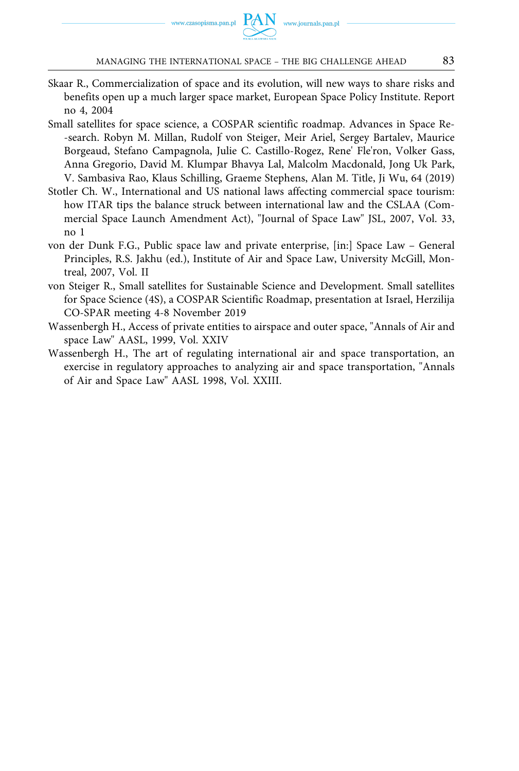Skaar R., Commercialization of space and its evolution, will new ways to share risks and benefits open up a much larger space market, European Space Policy Institute. Report no 4, 2004

Small satellites for space science, a COSPAR scientific roadmap. Advances in Space Re--search. Robyn M. Millan, Rudolf von Steiger, Meir Ariel, Sergey Bartalev, Maurice Borgeaud, Stefano Campagnola, Julie C. Castillo-Rogez, Rene' Fle'ron, Volker Gass, Anna Gregorio, David M. Klumpar Bhavya Lal, Malcolm Macdonald, Jong Uk Park, V. Sambasiva Rao, Klaus Schilling, Graeme Stephens, Alan M. Title, Ji Wu, 64 (2019)

Stotler Ch. W., International and US national laws affecting commercial space tourism: how ITAR tips the balance struck between international law and the CSLAA (Commercial Space Launch Amendment Act), "Journal of Space Law" JSL, 2007, Vol. 33, no 1

von der Dunk F.G., Public space law and private enterprise, [in:] Space Law – General Principles, R.S. Jakhu (ed.), Institute of Air and Space Law, University McGill, Montreal, 2007, Vol. II

von Steiger R., Small satellites for Sustainable Science and Development. Small satellites for Space Science (4S), a COSPAR Scientific Roadmap, presentation at Israel, Herzilija CO-SPAR meeting 4-8 November 2019

Wassenbergh H., Access of private entities to airspace and outer space, "Annals of Air and space Law" AASL, 1999, Vol. XXIV

Wassenbergh H., The art of regulating international air and space transportation, an exercise in regulatory approaches to analyzing air and space transportation, "Annals of Air and Space Law" AASL 1998, Vol. XXIII.